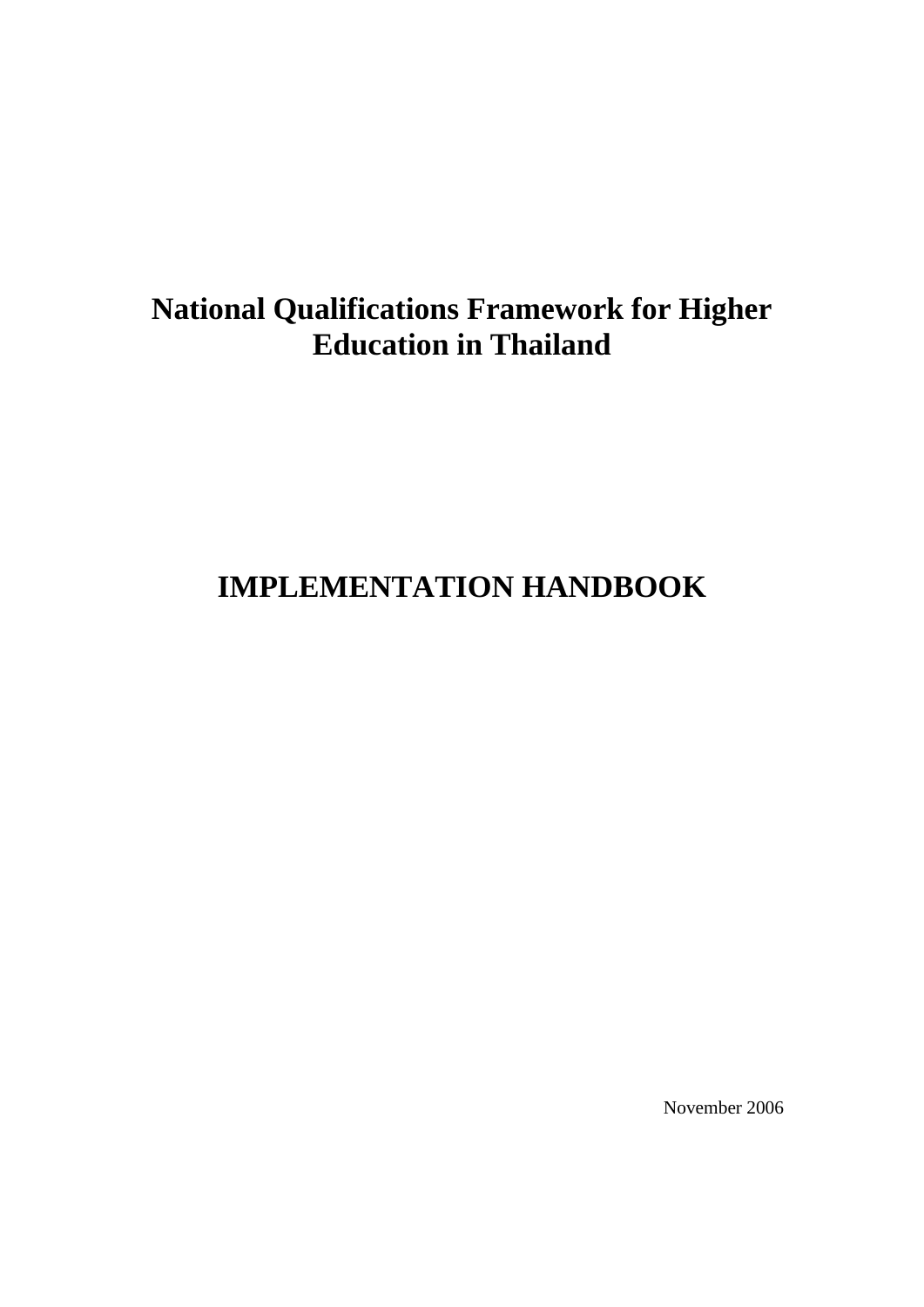# National Qualifications Framework for Higher Education in Thailand

# IMPLEMENTATION HANDBOOK

November 2006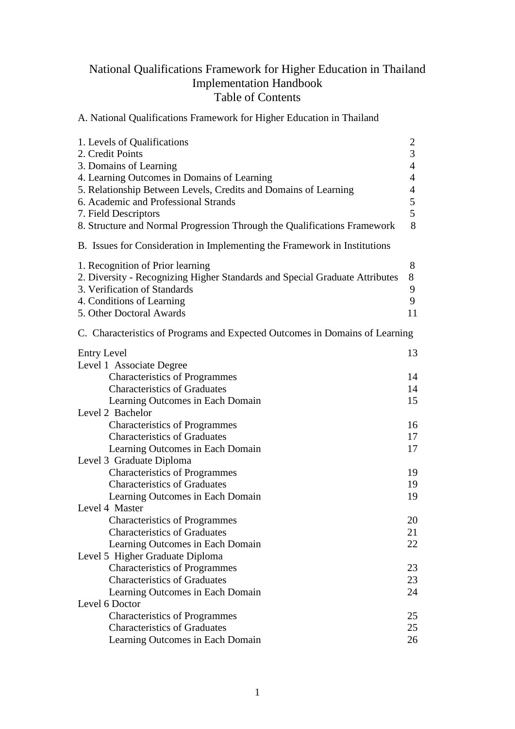# National Qualifications Framework for Higher Education in Thailand
## Implementation Handbook
## Table of Contents

A. National Qualifications Framework for Higher Education in Thailand

| | |
|---|---|
| 1. Levels of Qualifications | 2 |
| 2. Credit Points | 3 |
| 3. Domains of Learning | 4 |
| 4. Learning Outcomes in Domains of Learning | 4 |
| 5. Relationship Between Levels, Credits and Domains of Learning | 4 |
| 6. Academic and Professional Strands | 5 |
| 7. Field Descriptors | 5 |
| 8. Structure and Normal Progression Through the Qualifications Framework | 8 |

B. Issues for Consideration in Implementing the Framework in Institutions

| | |
|---|---|
| 1. Recognition of Prior learning | 8 |
| 2. Diversity - Recognizing Higher Standards and Special Graduate Attributes | 8 |
| 3. Verification of Standards | 9 |
| 4. Conditions of Learning | 9 |
| 5. Other Doctoral Awards | 11 |

C. Characteristics of Programs and Expected Outcomes in Domains of Learning

| | |
|---|---|
| Entry Level | 13 |
| Level 1 Associate Degree | |
| Characteristics of Programmes | 14 |
| Characteristics of Graduates | 14 |
| Learning Outcomes in Each Domain | 15 |
| Level 2 Bachelor | |
| Characteristics of Programmes | 16 |
| Characteristics of Graduates | 17 |
| Learning Outcomes in Each Domain | 17 |
| Level 3 Graduate Diploma | |
| Characteristics of Programmes | 19 |
| Characteristics of Graduates | 19 |
| Learning Outcomes in Each Domain | 19 |
| Level 4 Master | |
| Characteristics of Programmes | 20 |
| Characteristics of Graduates | 21 |
| Learning Outcomes in Each Domain | 22 |
| Level 5 Higher Graduate Diploma | |
| Characteristics of Programmes | 23 |
| Characteristics of Graduates | 23 |
| Learning Outcomes in Each Domain | 24 |
| Level 6 Doctor | |
| Characteristics of Programmes | 25 |
| Characteristics of Graduates | 25 |
| Learning Outcomes in Each Domain | 26 |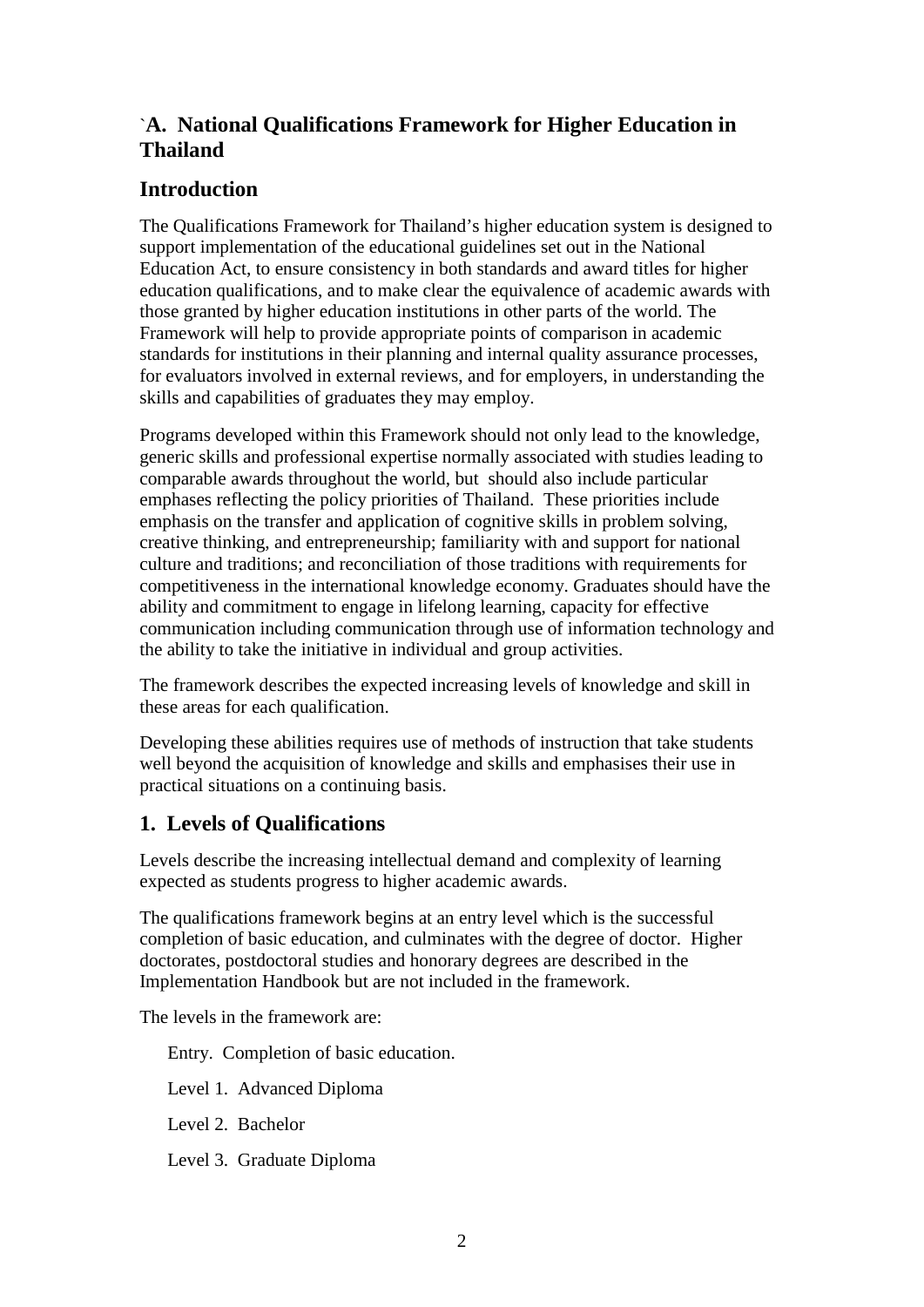## `A. National Qualifications Framework for Higher Education in Thailand

## Introduction

The Qualifications Framework for Thailand's higher education system is designed to support implementation of the educational guidelines set out in the National Education Act, to ensure consistency in both standards and award titles for higher education qualifications, and to make clear the equivalence of academic awards with those granted by higher education institutions in other parts of the world. The Framework will help to provide appropriate points of comparison in academic standards for institutions in their planning and internal quality assurance processes, for evaluators involved in external reviews, and for employers, in understanding the skills and capabilities of graduates they may employ.

Programs developed within this Framework should not only lead to the knowledge, generic skills and professional expertise normally associated with studies leading to comparable awards throughout the world, but should also include particular emphases reflecting the policy priorities of Thailand. These priorities include emphasis on the transfer and application of cognitive skills in problem solving, creative thinking, and entrepreneurship; familiarity with and support for national culture and traditions; and reconciliation of those traditions with requirements for competitiveness in the international knowledge economy. Graduates should have the ability and commitment to engage in lifelong learning, capacity for effective communication including communication through use of information technology and the ability to take the initiative in individual and group activities.

The framework describes the expected increasing levels of knowledge and skill in these areas for each qualification.

Developing these abilities requires use of methods of instruction that take students well beyond the acquisition of knowledge and skills and emphasises their use in practical situations on a continuing basis.

## 1. Levels of Qualifications

Levels describe the increasing intellectual demand and complexity of learning expected as students progress to higher academic awards.

The qualifications framework begins at an entry level which is the successful completion of basic education, and culminates with the degree of doctor. Higher doctorates, postdoctoral studies and honorary degrees are described in the Implementation Handbook but are not included in the framework.

The levels in the framework are:

Entry. Completion of basic education.

Level 1. Advanced Diploma

Level 2. Bachelor

Level 3. Graduate Diploma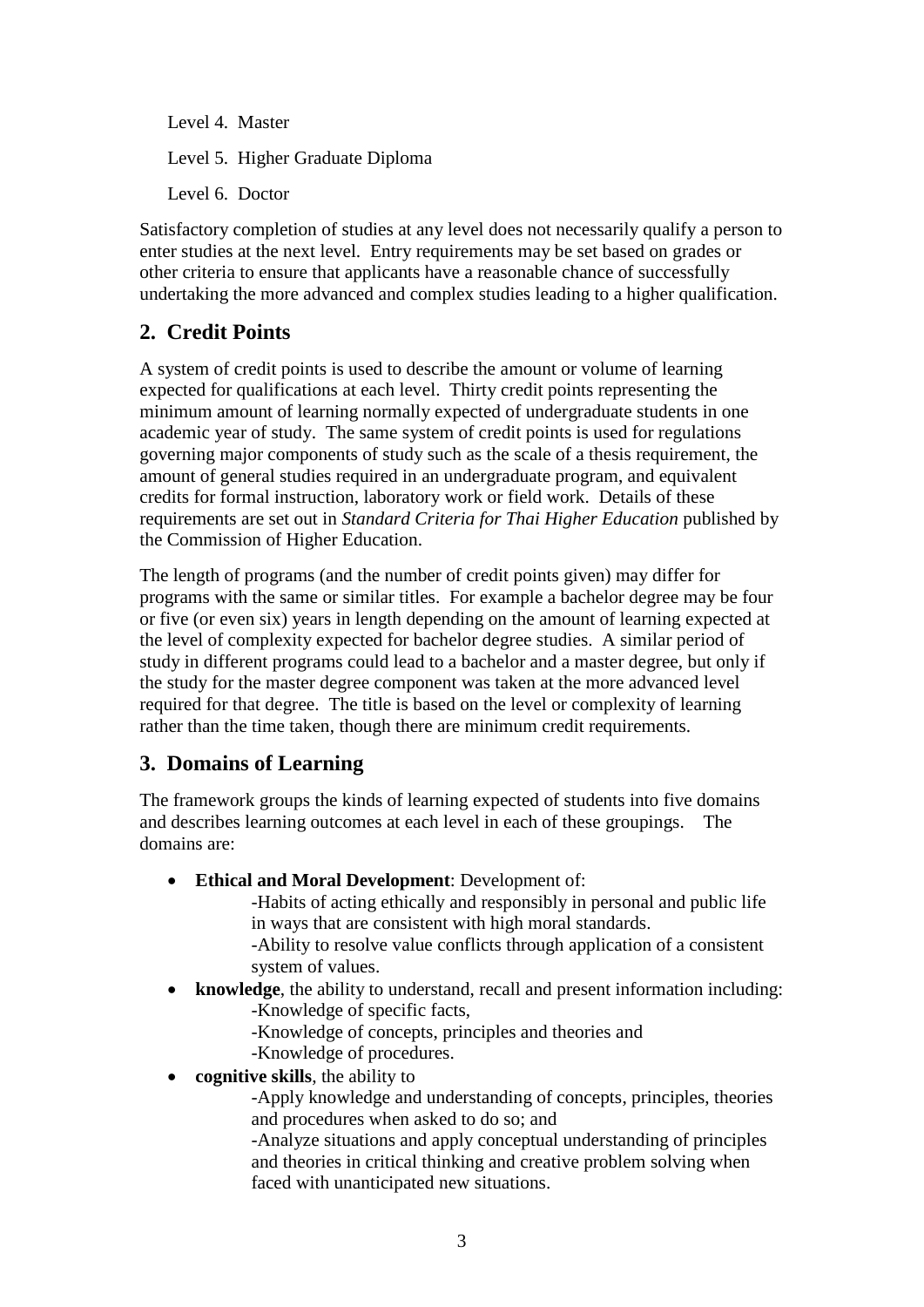Level 4. Master

Level 5. Higher Graduate Diploma

Level 6. Doctor

Satisfactory completion of studies at any level does not necessarily qualify a person to enter studies at the next level. Entry requirements may be set based on grades or other criteria to ensure that applicants have a reasonable chance of successfully undertaking the more advanced and complex studies leading to a higher qualification.

## 2. Credit Points

A system of credit points is used to describe the amount or volume of learning expected for qualifications at each level. Thirty credit points representing the minimum amount of learning normally expected of undergraduate students in one academic year of study. The same system of credit points is used for regulations governing major components of study such as the scale of a thesis requirement, the amount of general studies required in an undergraduate program, and equivalent credits for formal instruction, laboratory work or field work. Details of these requirements are set out in *Standard Criteria for Thai Higher Education* published by the Commission of Higher Education.

The length of programs (and the number of credit points given) may differ for programs with the same or similar titles. For example a bachelor degree may be four or five (or even six) years in length depending on the amount of learning expected at the level of complexity expected for bachelor degree studies. A similar period of study in different programs could lead to a bachelor and a master degree, but only if the study for the master degree component was taken at the more advanced level required for that degree. The title is based on the level or complexity of learning rather than the time taken, though there are minimum credit requirements.

## 3. Domains of Learning

The framework groups the kinds of learning expected of students into five domains and describes learning outcomes at each level in each of these groupings. The domains are:

- **Ethical and Moral Development**: Development of:
  - -Habits of acting ethically and responsibly in personal and public life in ways that are consistent with high moral standards.
  - -Ability to resolve value conflicts through application of a consistent system of values.
- **knowledge**, the ability to understand, recall and present information including:
  - -Knowledge of specific facts,
  - -Knowledge of concepts, principles and theories and
  - -Knowledge of procedures.
- **cognitive skills**, the ability to
  - -Apply knowledge and understanding of concepts, principles, theories and procedures when asked to do so; and
  - -Analyze situations and apply conceptual understanding of principles and theories in critical thinking and creative problem solving when faced with unanticipated new situations.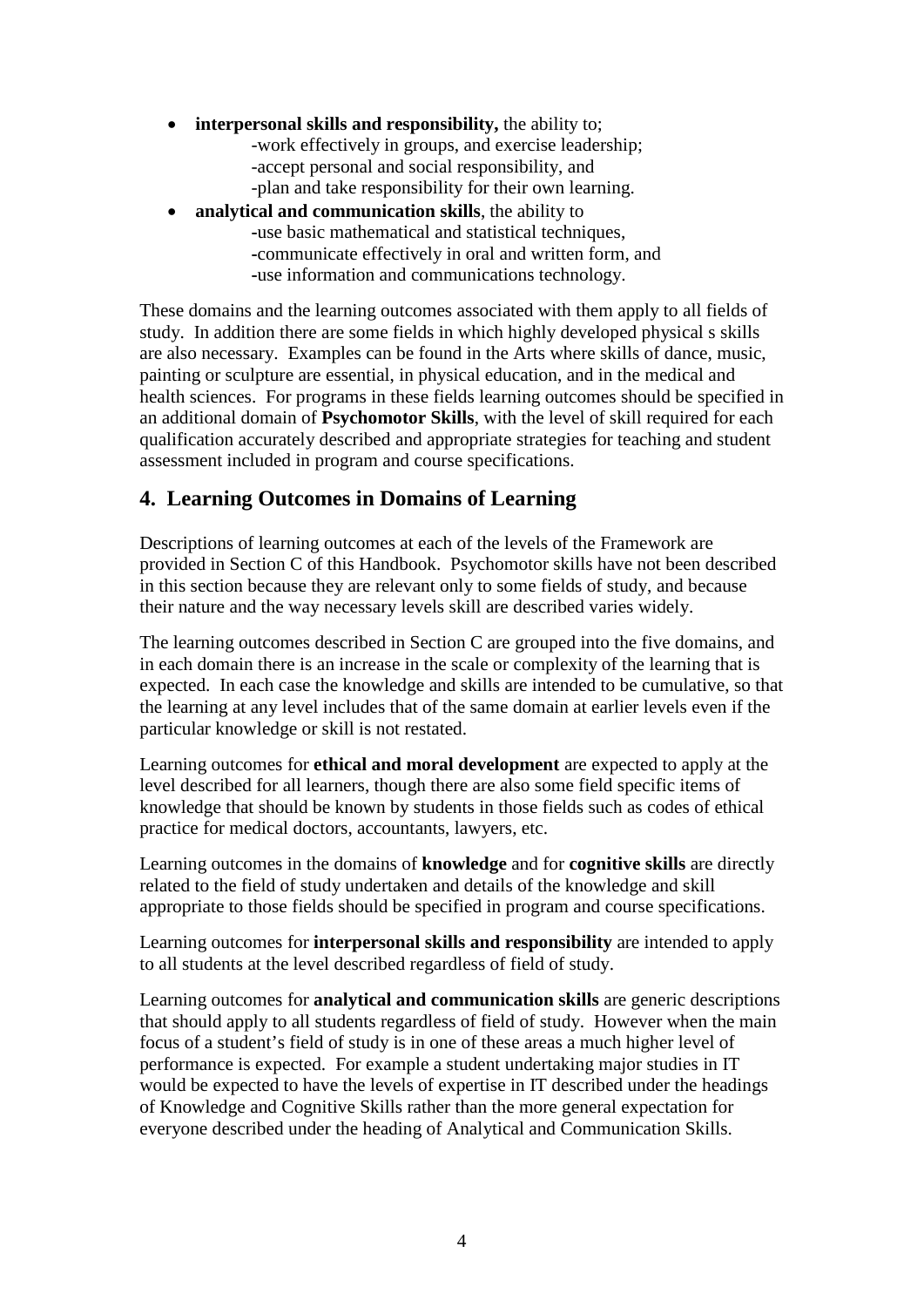- **interpersonal skills and responsibility,** the ability to;
  - -work effectively in groups, and exercise leadership;
  - -accept personal and social responsibility, and
  - -plan and take responsibility for their own learning.
- **analytical and communication skills**, the ability to
  - -use basic mathematical and statistical techniques,
  - -communicate effectively in oral and written form, and
  - -use information and communications technology.

These domains and the learning outcomes associated with them apply to all fields of study. In addition there are some fields in which highly developed physical s skills are also necessary. Examples can be found in the Arts where skills of dance, music, painting or sculpture are essential, in physical education, and in the medical and health sciences. For programs in these fields learning outcomes should be specified in an additional domain of **Psychomotor Skills**, with the level of skill required for each qualification accurately described and appropriate strategies for teaching and student assessment included in program and course specifications.

## 4. Learning Outcomes in Domains of Learning

Descriptions of learning outcomes at each of the levels of the Framework are provided in Section C of this Handbook. Psychomotor skills have not been described in this section because they are relevant only to some fields of study, and because their nature and the way necessary levels skill are described varies widely.

The learning outcomes described in Section C are grouped into the five domains, and in each domain there is an increase in the scale or complexity of the learning that is expected. In each case the knowledge and skills are intended to be cumulative, so that the learning at any level includes that of the same domain at earlier levels even if the particular knowledge or skill is not restated.

Learning outcomes for **ethical and moral development** are expected to apply at the level described for all learners, though there are also some field specific items of knowledge that should be known by students in those fields such as codes of ethical practice for medical doctors, accountants, lawyers, etc.

Learning outcomes in the domains of **knowledge** and for **cognitive skills** are directly related to the field of study undertaken and details of the knowledge and skill appropriate to those fields should be specified in program and course specifications.

Learning outcomes for **interpersonal skills and responsibility** are intended to apply to all students at the level described regardless of field of study.

Learning outcomes for **analytical and communication skills** are generic descriptions that should apply to all students regardless of field of study. However when the main focus of a student's field of study is in one of these areas a much higher level of performance is expected. For example a student undertaking major studies in IT would be expected to have the levels of expertise in IT described under the headings of Knowledge and Cognitive Skills rather than the more general expectation for everyone described under the heading of Analytical and Communication Skills.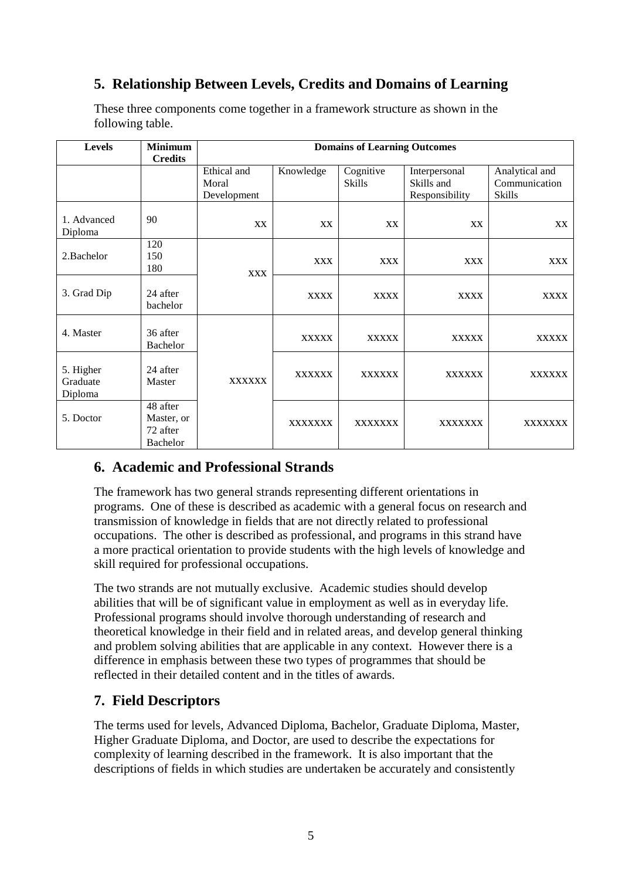## 5. Relationship Between Levels, Credits and Domains of Learning

These three components come together in a framework structure as shown in the following table.

| Levels | Minimum Credits | Domains of Learning Outcomes | | | | |
|---|---|---|---|---|---|---|
| | | Ethical and Moral Development | Knowledge | Cognitive Skills | Interpersonal Skills and Responsibility | Analytical and Communication Skills |
| 1. Advanced Diploma | 90 | xx | xx | xx | xx | xx |
| 2.Bachelor | 120<br>150<br>180 | xxx | xxx | xxx | xxx | xxx |
| 3. Grad Dip | 24 after bachelor | | xxxx | xxxx | xxxx | xxxx |
| 4. Master | 36 after Bachelor | xxxxxx | xxxxx | xxxxx | xxxxx | xxxxx |
| 5. Higher Graduate Diploma | 24 after Master | | xxxxxx | xxxxxx | xxxxxx | xxxxxx |
| 5. Doctor | 48 after Master, or 72 after Bachelor | | xxxxxxx | xxxxxxx | xxxxxxx | xxxxxxx |

## 6. Academic and Professional Strands

The framework has two general strands representing different orientations in programs. One of these is described as academic with a general focus on research and transmission of knowledge in fields that are not directly related to professional occupations. The other is described as professional, and programs in this strand have a more practical orientation to provide students with the high levels of knowledge and skill required for professional occupations.

The two strands are not mutually exclusive. Academic studies should develop abilities that will be of significant value in employment as well as in everyday life. Professional programs should involve thorough understanding of research and theoretical knowledge in their field and in related areas, and develop general thinking and problem solving abilities that are applicable in any context. However there is a difference in emphasis between these two types of programmes that should be reflected in their detailed content and in the titles of awards.

## 7. Field Descriptors

The terms used for levels, Advanced Diploma, Bachelor, Graduate Diploma, Master, Higher Graduate Diploma, and Doctor, are used to describe the expectations for complexity of learning described in the framework. It is also important that the descriptions of fields in which studies are undertaken be accurately and consistently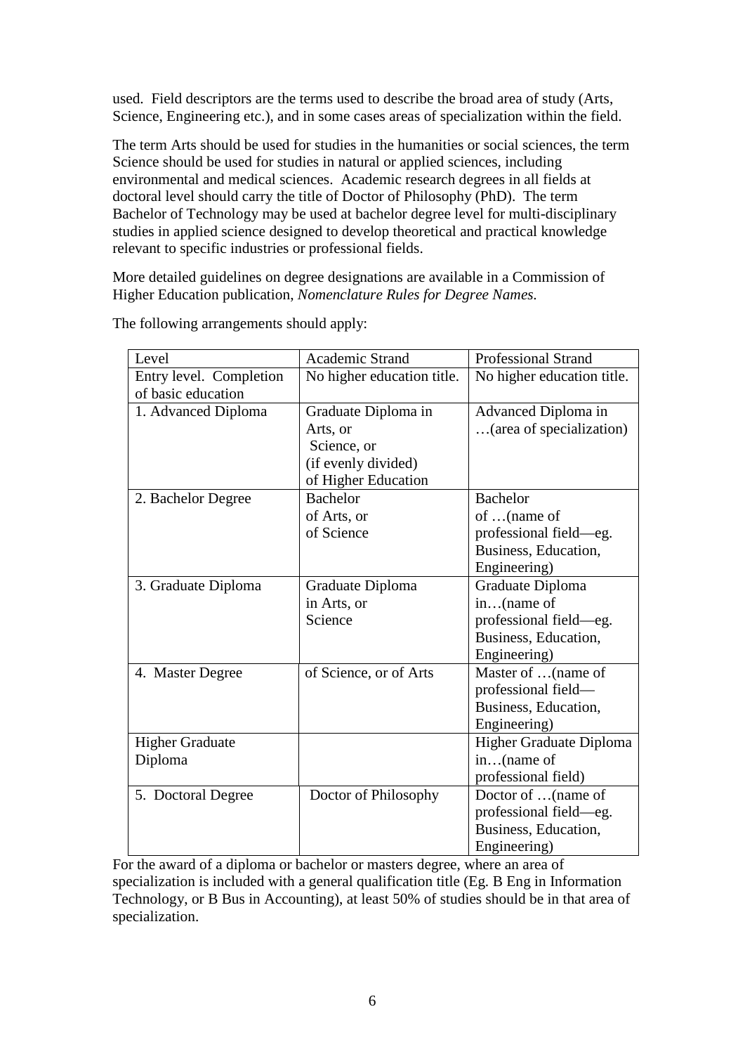used. Field descriptors are the terms used to describe the broad area of study (Arts, Science, Engineering etc.), and in some cases areas of specialization within the field.

The term Arts should be used for studies in the humanities or social sciences, the term Science should be used for studies in natural or applied sciences, including environmental and medical sciences. Academic research degrees in all fields at doctoral level should carry the title of Doctor of Philosophy (PhD). The term Bachelor of Technology may be used at bachelor degree level for multi-disciplinary studies in applied science designed to develop theoretical and practical knowledge relevant to specific industries or professional fields.

More detailed guidelines on degree designations are available in a Commission of Higher Education publication, *Nomenclature Rules for Degree Names.*

The following arrangements should apply:

| Level | Academic Strand | Professional Strand |
|---|---|---|
| Entry level. Completion of basic education | No higher education title. | No higher education title. |
| 1. Advanced Diploma | Graduate Diploma in Arts, or Science, or (if evenly divided) of Higher Education | Advanced Diploma in …(area of specialization) |
| 2. Bachelor Degree | Bachelor of Arts, or of Science | Bachelor of …(name of professional field—eg. Business, Education, Engineering) |
| 3. Graduate Diploma | Graduate Diploma in Arts, or Science | Graduate Diploma in…(name of professional field—eg. Business, Education, Engineering) |
| 4. Master Degree | of Science, or of Arts | Master of …(name of professional field—Business, Education, Engineering) |
| Higher Graduate Diploma | | Higher Graduate Diploma in…(name of professional field) |
| 5. Doctoral Degree | Doctor of Philosophy | Doctor of …(name of professional field—eg. Business, Education, Engineering) |

For the award of a diploma or bachelor or masters degree, where an area of specialization is included with a general qualification title (Eg. B Eng in Information Technology, or B Bus in Accounting), at least 50% of studies should be in that area of specialization.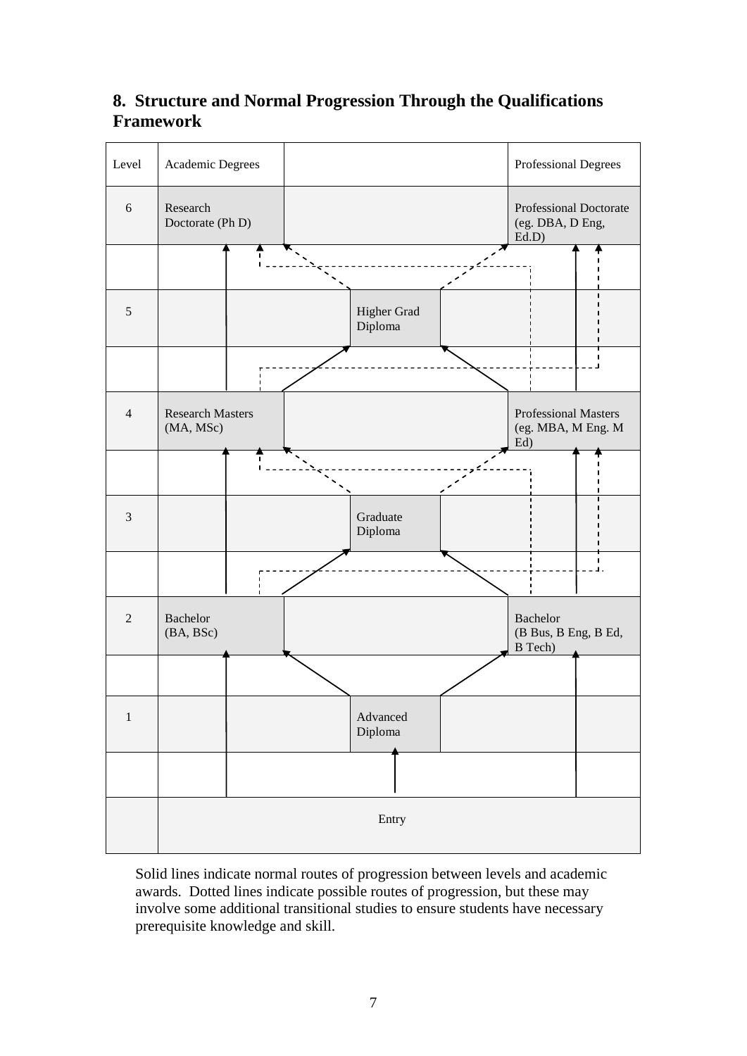## 8. Structure and Normal Progression Through the Qualifications Framework

| Level | Academic Degrees | | | | Professional Degrees |
|---|---|---|---|---|---|
| 6 | Research Doctorate (Ph D) | | | | Professional Doctorate (eg. DBA, D Eng, Ed.D) |
| | | | | | |
| 5 | | | Higher Grad Diploma | | |
| | | | | | |
| 4 | Research Masters (MA, MSc) | | | | Professional Masters (eg. MBA, M Eng. M Ed) |
| | | | | | |
| 3 | | | Graduate Diploma | | |
| | | | | | |
| 2 | Bachelor (BA, BSc) | | | | Bachelor (B Bus, B Eng, B Ed, B Tech) |
| | | | | | |
| 1 | | | Advanced Diploma | | |
| | | | | | |
| | Entry | | | | |

Solid lines indicate normal routes of progression between levels and academic awards. Dotted lines indicate possible routes of progression, but these may involve some additional transitional studies to ensure students have necessary prerequisite knowledge and skill.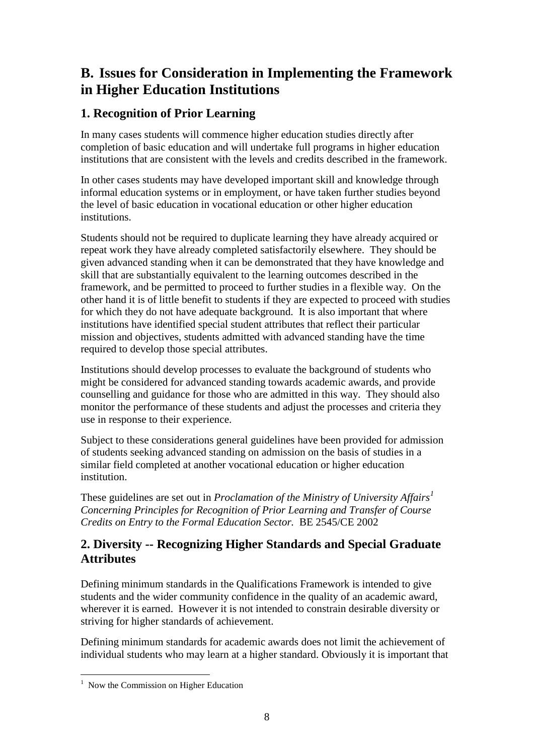## B. Issues for Consideration in Implementing the Framework in Higher Education Institutions

### 1. Recognition of Prior Learning

In many cases students will commence higher education studies directly after completion of basic education and will undertake full programs in higher education institutions that are consistent with the levels and credits described in the framework.

In other cases students may have developed important skill and knowledge through informal education systems or in employment, or have taken further studies beyond the level of basic education in vocational education or other higher education institutions.

Students should not be required to duplicate learning they have already acquired or repeat work they have already completed satisfactorily elsewhere. They should be given advanced standing when it can be demonstrated that they have knowledge and skill that are substantially equivalent to the learning outcomes described in the framework, and be permitted to proceed to further studies in a flexible way. On the other hand it is of little benefit to students if they are expected to proceed with studies for which they do not have adequate background. It is also important that where institutions have identified special student attributes that reflect their particular mission and objectives, students admitted with advanced standing have the time required to develop those special attributes.

Institutions should develop processes to evaluate the background of students who might be considered for advanced standing towards academic awards, and provide counselling and guidance for those who are admitted in this way. They should also monitor the performance of these students and adjust the processes and criteria they use in response to their experience.

Subject to these considerations general guidelines have been provided for admission of students seeking advanced standing on admission on the basis of studies in a similar field completed at another vocational education or higher education institution.

These guidelines are set out in *Proclamation of the Ministry of University Affairs*[1] *Concerning Principles for Recognition of Prior Learning and Transfer of Course Credits on Entry to the Formal Education Sector.* BE 2545/CE 2002

### 2. Diversity -- Recognizing Higher Standards and Special Graduate Attributes

Defining minimum standards in the Qualifications Framework is intended to give students and the wider community confidence in the quality of an academic award, wherever it is earned. However it is not intended to constrain desirable diversity or striving for higher standards of achievement.

Defining minimum standards for academic awards does not limit the achievement of individual students who may learn at a higher standard. Obviously it is important that

---

[1] Now the Commission on Higher Education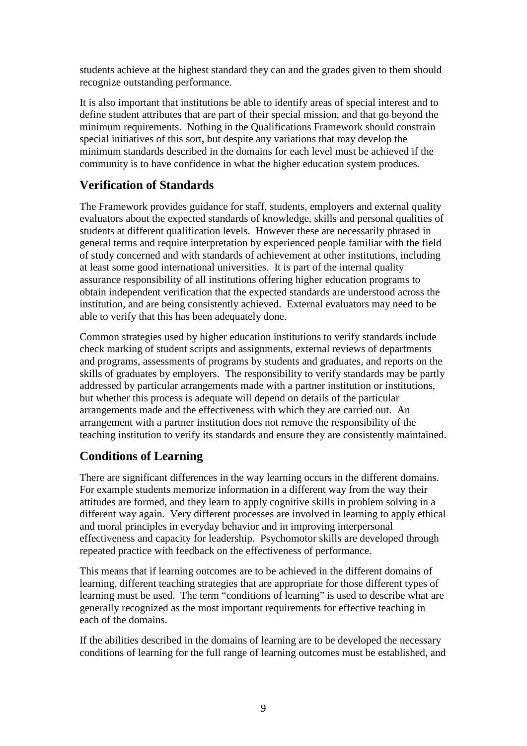students achieve at the highest standard they can and the grades given to them should recognize outstanding performance.

It is also important that institutions be able to identify areas of special interest and to define student attributes that are part of their special mission, and that go beyond the minimum requirements. Nothing in the Qualifications Framework should constrain special initiatives of this sort, but despite any variations that may develop the minimum standards described in the domains for each level must be achieved if the community is to have confidence in what the higher education system produces.

## Verification of Standards

The Framework provides guidance for staff, students, employers and external quality evaluators about the expected standards of knowledge, skills and personal qualities of students at different qualification levels. However these are necessarily phrased in general terms and require interpretation by experienced people familiar with the field of study concerned and with standards of achievement at other institutions, including at least some good international universities. It is part of the internal quality assurance responsibility of all institutions offering higher education programs to obtain independent verification that the expected standards are understood across the institution, and are being consistently achieved. External evaluators may need to be able to verify that this has been adequately done.

Common strategies used by higher education institutions to verify standards include check marking of student scripts and assignments, external reviews of departments and programs, assessments of programs by students and graduates, and reports on the skills of graduates by employers. The responsibility to verify standards may be partly addressed by particular arrangements made with a partner institution or institutions, but whether this process is adequate will depend on details of the particular arrangements made and the effectiveness with which they are carried out. An arrangement with a partner institution does not remove the responsibility of the teaching institution to verify its standards and ensure they are consistently maintained.

## Conditions of Learning

There are significant differences in the way learning occurs in the different domains. For example students memorize information in a different way from the way their attitudes are formed, and they learn to apply cognitive skills in problem solving in a different way again. Very different processes are involved in learning to apply ethical and moral principles in everyday behavior and in improving interpersonal effectiveness and capacity for leadership. Psychomotor skills are developed through repeated practice with feedback on the effectiveness of performance.

This means that if learning outcomes are to be achieved in the different domains of learning, different teaching strategies that are appropriate for those different types of learning must be used. The term "conditions of learning" is used to describe what are generally recognized as the most important requirements for effective teaching in each of the domains.

If the abilities described in the domains of learning are to be developed the necessary conditions of learning for the full range of learning outcomes must be established, and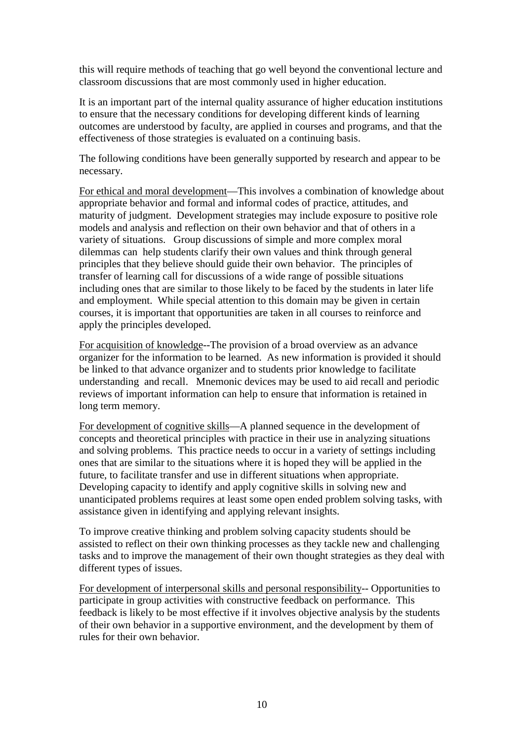this will require methods of teaching that go well beyond the conventional lecture and classroom discussions that are most commonly used in higher education.

It is an important part of the internal quality assurance of higher education institutions to ensure that the necessary conditions for developing different kinds of learning outcomes are understood by faculty, are applied in courses and programs, and that the effectiveness of those strategies is evaluated on a continuing basis.

The following conditions have been generally supported by research and appear to be necessary.

<u>For ethical and moral development</u>—This involves a combination of knowledge about appropriate behavior and formal and informal codes of practice, attitudes, and maturity of judgment. Development strategies may include exposure to positive role models and analysis and reflection on their own behavior and that of others in a variety of situations. Group discussions of simple and more complex moral dilemmas can help students clarify their own values and think through general principles that they believe should guide their own behavior. The principles of transfer of learning call for discussions of a wide range of possible situations including ones that are similar to those likely to be faced by the students in later life and employment. While special attention to this domain may be given in certain courses, it is important that opportunities are taken in all courses to reinforce and apply the principles developed.

<u>For acquisition of knowledge</u>--The provision of a broad overview as an advance organizer for the information to be learned. As new information is provided it should be linked to that advance organizer and to students prior knowledge to facilitate understanding and recall. Mnemonic devices may be used to aid recall and periodic reviews of important information can help to ensure that information is retained in long term memory.

<u>For development of cognitive skills</u>—A planned sequence in the development of concepts and theoretical principles with practice in their use in analyzing situations and solving problems. This practice needs to occur in a variety of settings including ones that are similar to the situations where it is hoped they will be applied in the future, to facilitate transfer and use in different situations when appropriate. Developing capacity to identify and apply cognitive skills in solving new and unanticipated problems requires at least some open ended problem solving tasks, with assistance given in identifying and applying relevant insights.

To improve creative thinking and problem solving capacity students should be assisted to reflect on their own thinking processes as they tackle new and challenging tasks and to improve the management of their own thought strategies as they deal with different types of issues.

<u>For development of interpersonal skills and personal responsibility</u>-- Opportunities to participate in group activities with constructive feedback on performance. This feedback is likely to be most effective if it involves objective analysis by the students of their own behavior in a supportive environment, and the development by them of rules for their own behavior.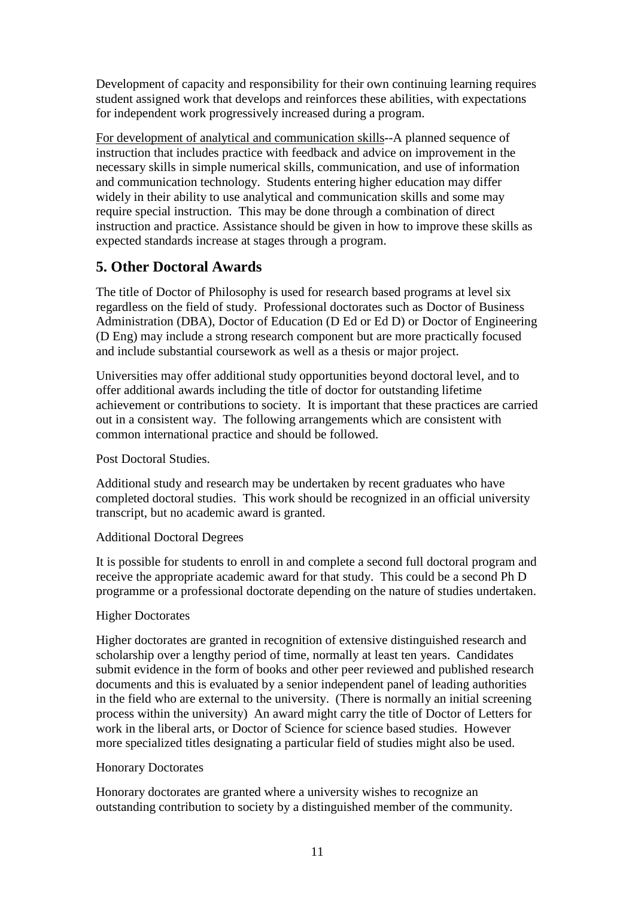Development of capacity and responsibility for their own continuing learning requires student assigned work that develops and reinforces these abilities, with expectations for independent work progressively increased during a program.

<u>For development of analytical and communication skills</u>--A planned sequence of instruction that includes practice with feedback and advice on improvement in the necessary skills in simple numerical skills, communication, and use of information and communication technology. Students entering higher education may differ widely in their ability to use analytical and communication skills and some may require special instruction. This may be done through a combination of direct instruction and practice. Assistance should be given in how to improve these skills as expected standards increase at stages through a program.

## 5. Other Doctoral Awards

The title of Doctor of Philosophy is used for research based programs at level six regardless on the field of study. Professional doctorates such as Doctor of Business Administration (DBA), Doctor of Education (D Ed or Ed D) or Doctor of Engineering (D Eng) may include a strong research component but are more practically focused and include substantial coursework as well as a thesis or major project.

Universities may offer additional study opportunities beyond doctoral level, and to offer additional awards including the title of doctor for outstanding lifetime achievement or contributions to society. It is important that these practices are carried out in a consistent way. The following arrangements which are consistent with common international practice and should be followed.

Post Doctoral Studies.

Additional study and research may be undertaken by recent graduates who have completed doctoral studies. This work should be recognized in an official university transcript, but no academic award is granted.

Additional Doctoral Degrees

It is possible for students to enroll in and complete a second full doctoral program and receive the appropriate academic award for that study. This could be a second Ph D programme or a professional doctorate depending on the nature of studies undertaken.

Higher Doctorates

Higher doctorates are granted in recognition of extensive distinguished research and scholarship over a lengthy period of time, normally at least ten years. Candidates submit evidence in the form of books and other peer reviewed and published research documents and this is evaluated by a senior independent panel of leading authorities in the field who are external to the university. (There is normally an initial screening process within the university) An award might carry the title of Doctor of Letters for work in the liberal arts, or Doctor of Science for science based studies. However more specialized titles designating a particular field of studies might also be used.

Honorary Doctorates

Honorary doctorates are granted where a university wishes to recognize an outstanding contribution to society by a distinguished member of the community.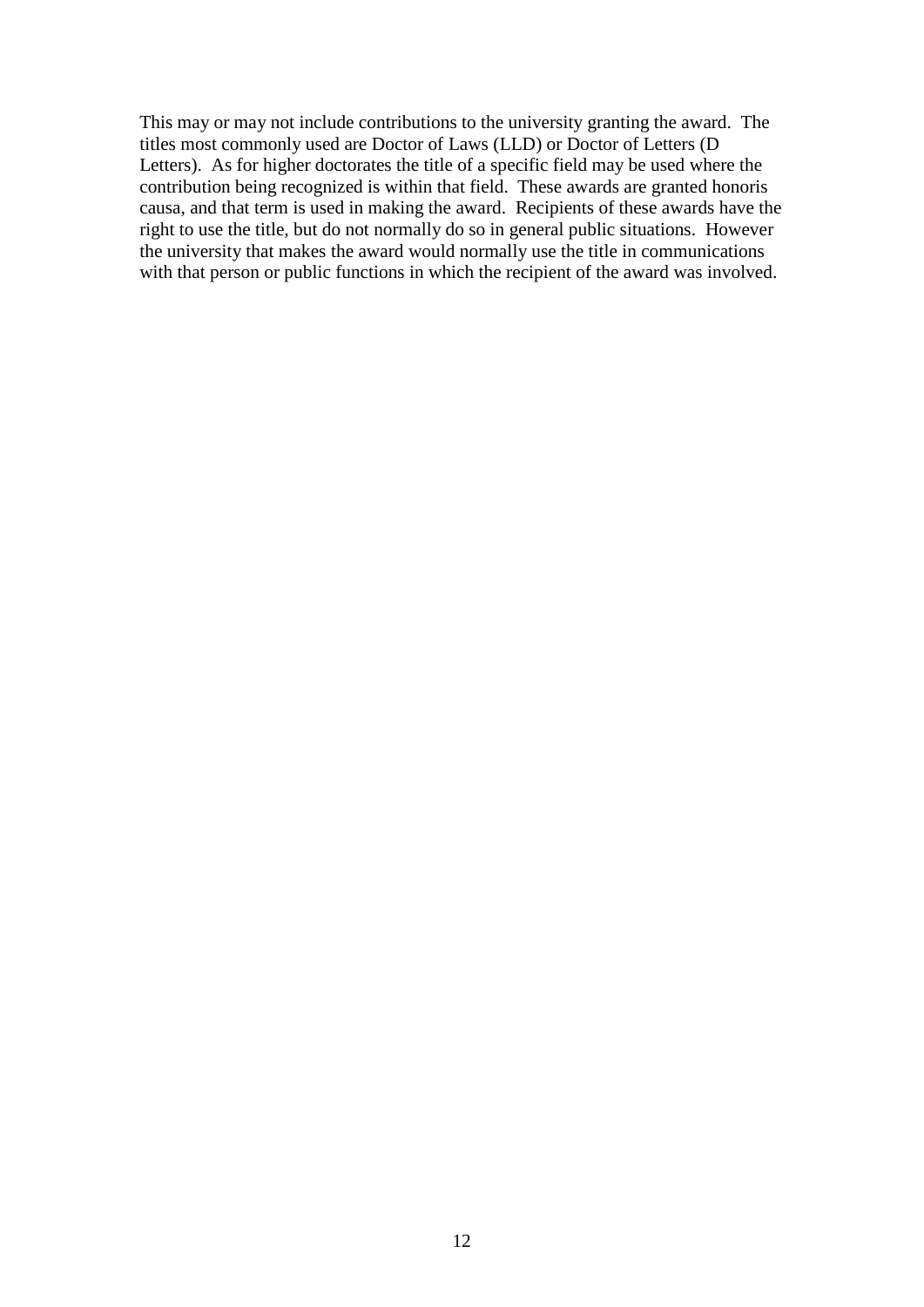This may or may not include contributions to the university granting the award. The titles most commonly used are Doctor of Laws (LLD) or Doctor of Letters (D Letters). As for higher doctorates the title of a specific field may be used where the contribution being recognized is within that field. These awards are granted honoris causa, and that term is used in making the award. Recipients of these awards have the right to use the title, but do not normally do so in general public situations. However the university that makes the award would normally use the title in communications with that person or public functions in which the recipient of the award was involved.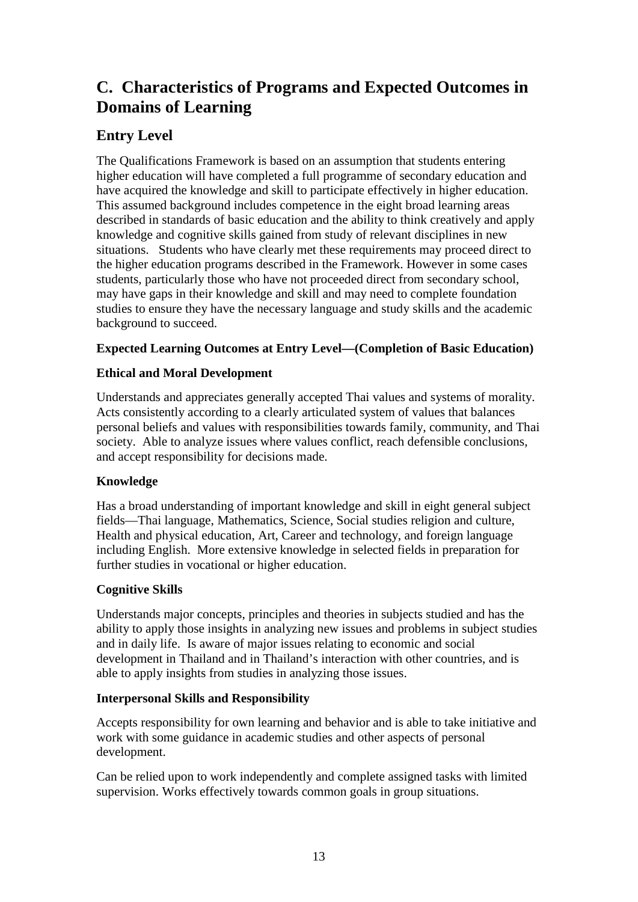# C. Characteristics of Programs and Expected Outcomes in Domains of Learning

## Entry Level

The Qualifications Framework is based on an assumption that students entering higher education will have completed a full programme of secondary education and have acquired the knowledge and skill to participate effectively in higher education. This assumed background includes competence in the eight broad learning areas described in standards of basic education and the ability to think creatively and apply knowledge and cognitive skills gained from study of relevant disciplines in new situations. Students who have clearly met these requirements may proceed direct to the higher education programs described in the Framework. However in some cases students, particularly those who have not proceeded direct from secondary school, may have gaps in their knowledge and skill and may need to complete foundation studies to ensure they have the necessary language and study skills and the academic background to succeed.

**Expected Learning Outcomes at Entry Level—(Completion of Basic Education)**

**Ethical and Moral Development**

Understands and appreciates generally accepted Thai values and systems of morality. Acts consistently according to a clearly articulated system of values that balances personal beliefs and values with responsibilities towards family, community, and Thai society. Able to analyze issues where values conflict, reach defensible conclusions, and accept responsibility for decisions made.

**Knowledge**

Has a broad understanding of important knowledge and skill in eight general subject fields—Thai language, Mathematics, Science, Social studies religion and culture, Health and physical education, Art, Career and technology, and foreign language including English. More extensive knowledge in selected fields in preparation for further studies in vocational or higher education.

**Cognitive Skills**

Understands major concepts, principles and theories in subjects studied and has the ability to apply those insights in analyzing new issues and problems in subject studies and in daily life. Is aware of major issues relating to economic and social development in Thailand and in Thailand's interaction with other countries, and is able to apply insights from studies in analyzing those issues.

**Interpersonal Skills and Responsibility**

Accepts responsibility for own learning and behavior and is able to take initiative and work with some guidance in academic studies and other aspects of personal development.

Can be relied upon to work independently and complete assigned tasks with limited supervision. Works effectively towards common goals in group situations.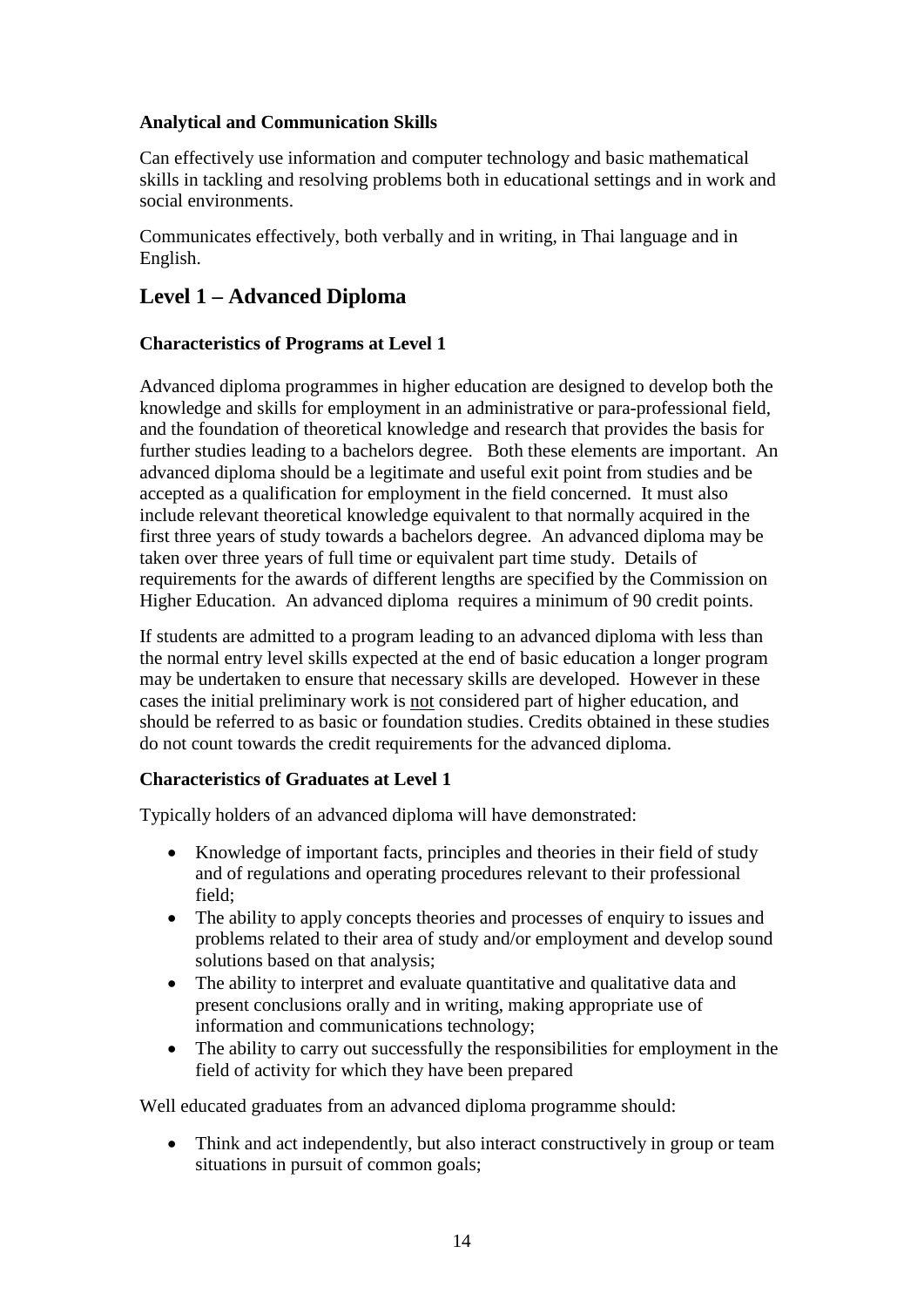**Analytical and Communication Skills**

Can effectively use information and computer technology and basic mathematical skills in tackling and resolving problems both in educational settings and in work and social environments.

Communicates effectively, both verbally and in writing, in Thai language and in English.

## Level 1 – Advanced Diploma

**Characteristics of Programs at Level 1**

Advanced diploma programmes in higher education are designed to develop both the knowledge and skills for employment in an administrative or para-professional field, and the foundation of theoretical knowledge and research that provides the basis for further studies leading to a bachelors degree. Both these elements are important. An advanced diploma should be a legitimate and useful exit point from studies and be accepted as a qualification for employment in the field concerned. It must also include relevant theoretical knowledge equivalent to that normally acquired in the first three years of study towards a bachelors degree. An advanced diploma may be taken over three years of full time or equivalent part time study. Details of requirements for the awards of different lengths are specified by the Commission on Higher Education. An advanced diploma requires a minimum of 90 credit points.

If students are admitted to a program leading to an advanced diploma with less than the normal entry level skills expected at the end of basic education a longer program may be undertaken to ensure that necessary skills are developed. However in these cases the initial preliminary work is not considered part of higher education, and should be referred to as basic or foundation studies. Credits obtained in these studies do not count towards the credit requirements for the advanced diploma.

**Characteristics of Graduates at Level 1**

Typically holders of an advanced diploma will have demonstrated:

- Knowledge of important facts, principles and theories in their field of study and of regulations and operating procedures relevant to their professional field;
- The ability to apply concepts theories and processes of enquiry to issues and problems related to their area of study and/or employment and develop sound solutions based on that analysis;
- The ability to interpret and evaluate quantitative and qualitative data and present conclusions orally and in writing, making appropriate use of information and communications technology;
- The ability to carry out successfully the responsibilities for employment in the field of activity for which they have been prepared

Well educated graduates from an advanced diploma programme should:

- Think and act independently, but also interact constructively in group or team situations in pursuit of common goals;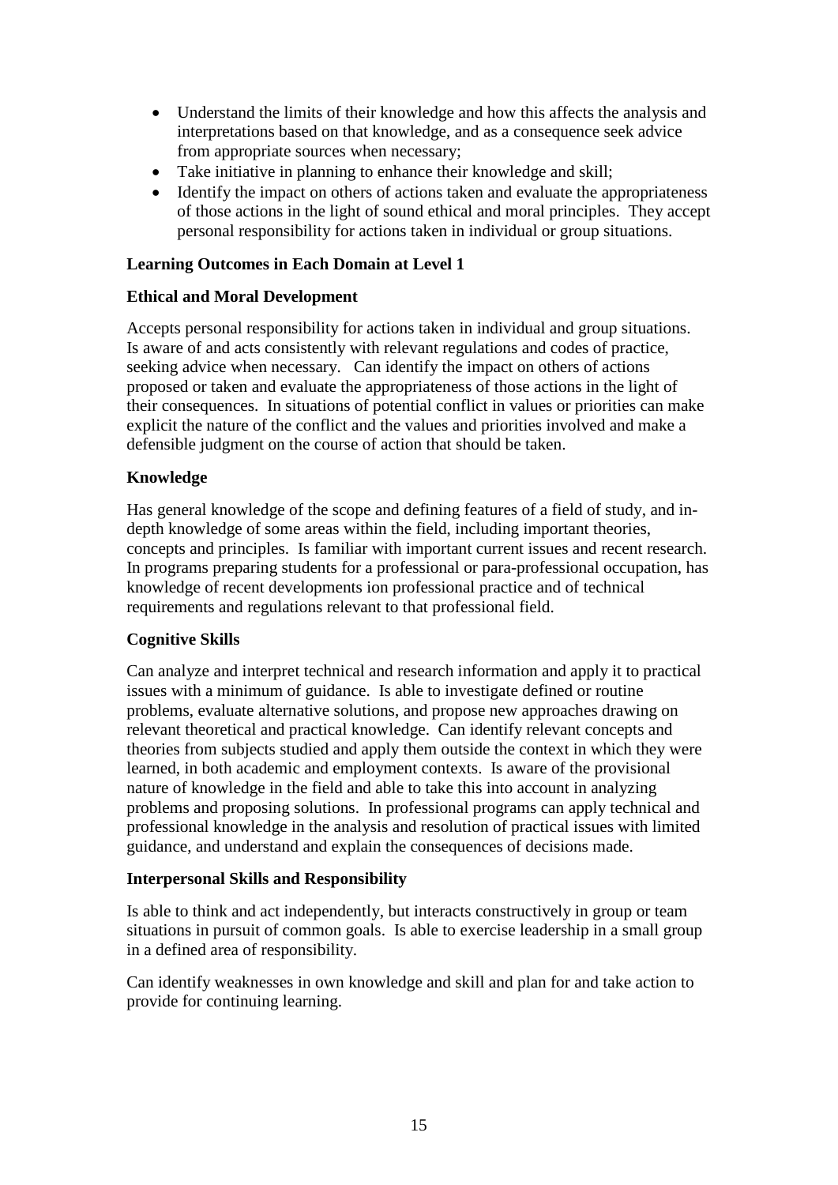- Understand the limits of their knowledge and how this affects the analysis and interpretations based on that knowledge, and as a consequence seek advice from appropriate sources when necessary;
- Take initiative in planning to enhance their knowledge and skill;
- Identify the impact on others of actions taken and evaluate the appropriateness of those actions in the light of sound ethical and moral principles. They accept personal responsibility for actions taken in individual or group situations.

**Learning Outcomes in Each Domain at Level 1**

**Ethical and Moral Development**

Accepts personal responsibility for actions taken in individual and group situations. Is aware of and acts consistently with relevant regulations and codes of practice, seeking advice when necessary. Can identify the impact on others of actions proposed or taken and evaluate the appropriateness of those actions in the light of their consequences. In situations of potential conflict in values or priorities can make explicit the nature of the conflict and the values and priorities involved and make a defensible judgment on the course of action that should be taken.

**Knowledge**

Has general knowledge of the scope and defining features of a field of study, and in-depth knowledge of some areas within the field, including important theories, concepts and principles. Is familiar with important current issues and recent research. In programs preparing students for a professional or para-professional occupation, has knowledge of recent developments ion professional practice and of technical requirements and regulations relevant to that professional field.

**Cognitive Skills**

Can analyze and interpret technical and research information and apply it to practical issues with a minimum of guidance. Is able to investigate defined or routine problems, evaluate alternative solutions, and propose new approaches drawing on relevant theoretical and practical knowledge. Can identify relevant concepts and theories from subjects studied and apply them outside the context in which they were learned, in both academic and employment contexts. Is aware of the provisional nature of knowledge in the field and able to take this into account in analyzing problems and proposing solutions. In professional programs can apply technical and professional knowledge in the analysis and resolution of practical issues with limited guidance, and understand and explain the consequences of decisions made.

**Interpersonal Skills and Responsibility**

Is able to think and act independently, but interacts constructively in group or team situations in pursuit of common goals. Is able to exercise leadership in a small group in a defined area of responsibility.

Can identify weaknesses in own knowledge and skill and plan for and take action to provide for continuing learning.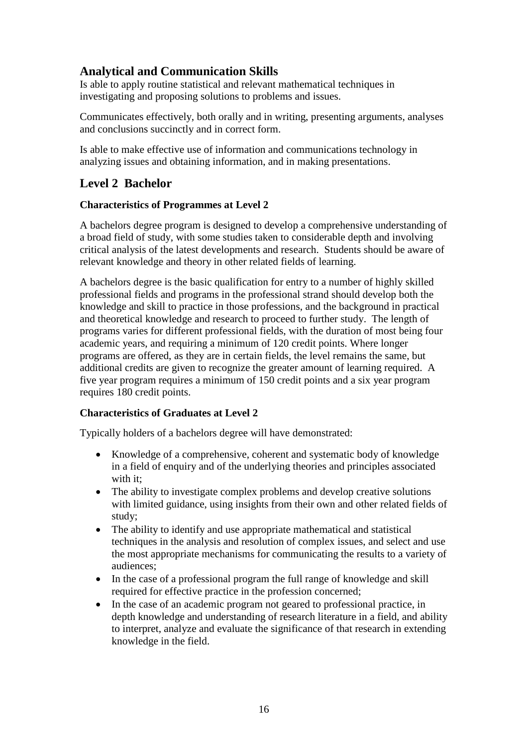## Analytical and Communication Skills

Is able to apply routine statistical and relevant mathematical techniques in investigating and proposing solutions to problems and issues.

Communicates effectively, both orally and in writing, presenting arguments, analyses and conclusions succinctly and in correct form.

Is able to make effective use of information and communications technology in analyzing issues and obtaining information, and in making presentations.

## Level 2 Bachelor

**Characteristics of Programmes at Level 2**

A bachelors degree program is designed to develop a comprehensive understanding of a broad field of study, with some studies taken to considerable depth and involving critical analysis of the latest developments and research. Students should be aware of relevant knowledge and theory in other related fields of learning.

A bachelors degree is the basic qualification for entry to a number of highly skilled professional fields and programs in the professional strand should develop both the knowledge and skill to practice in those professions, and the background in practical and theoretical knowledge and research to proceed to further study. The length of programs varies for different professional fields, with the duration of most being four academic years, and requiring a minimum of 120 credit points. Where longer programs are offered, as they are in certain fields, the level remains the same, but additional credits are given to recognize the greater amount of learning required. A five year program requires a minimum of 150 credit points and a six year program requires 180 credit points.

**Characteristics of Graduates at Level 2**

Typically holders of a bachelors degree will have demonstrated:

- Knowledge of a comprehensive, coherent and systematic body of knowledge in a field of enquiry and of the underlying theories and principles associated with it;
- The ability to investigate complex problems and develop creative solutions with limited guidance, using insights from their own and other related fields of study;
- The ability to identify and use appropriate mathematical and statistical techniques in the analysis and resolution of complex issues, and select and use the most appropriate mechanisms for communicating the results to a variety of audiences;
- In the case of a professional program the full range of knowledge and skill required for effective practice in the profession concerned;
- In the case of an academic program not geared to professional practice, in depth knowledge and understanding of research literature in a field, and ability to interpret, analyze and evaluate the significance of that research in extending knowledge in the field.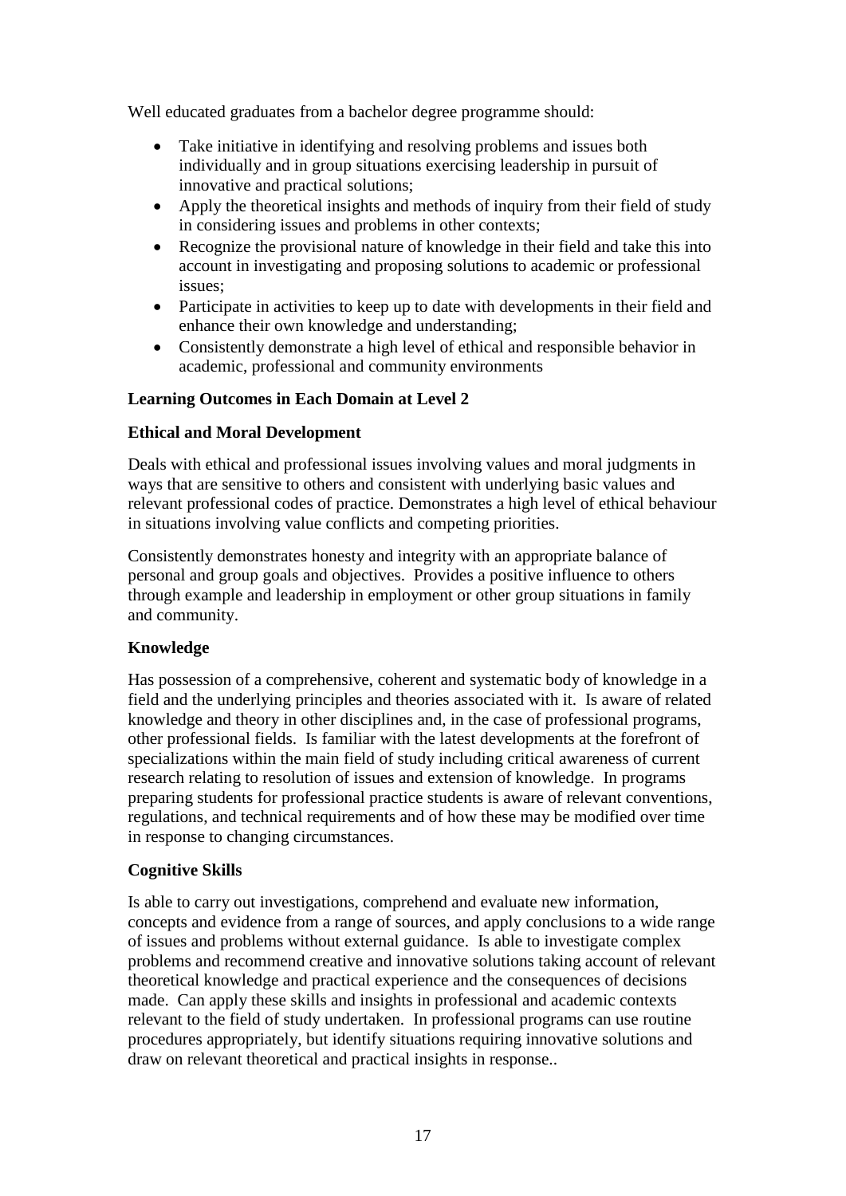Well educated graduates from a bachelor degree programme should:

- Take initiative in identifying and resolving problems and issues both individually and in group situations exercising leadership in pursuit of innovative and practical solutions;
- Apply the theoretical insights and methods of inquiry from their field of study in considering issues and problems in other contexts;
- Recognize the provisional nature of knowledge in their field and take this into account in investigating and proposing solutions to academic or professional issues;
- Participate in activities to keep up to date with developments in their field and enhance their own knowledge and understanding;
- Consistently demonstrate a high level of ethical and responsible behavior in academic, professional and community environments

**Learning Outcomes in Each Domain at Level 2**

**Ethical and Moral Development**

Deals with ethical and professional issues involving values and moral judgments in ways that are sensitive to others and consistent with underlying basic values and relevant professional codes of practice. Demonstrates a high level of ethical behaviour in situations involving value conflicts and competing priorities.

Consistently demonstrates honesty and integrity with an appropriate balance of personal and group goals and objectives. Provides a positive influence to others through example and leadership in employment or other group situations in family and community.

**Knowledge**

Has possession of a comprehensive, coherent and systematic body of knowledge in a field and the underlying principles and theories associated with it. Is aware of related knowledge and theory in other disciplines and, in the case of professional programs, other professional fields. Is familiar with the latest developments at the forefront of specializations within the main field of study including critical awareness of current research relating to resolution of issues and extension of knowledge. In programs preparing students for professional practice students is aware of relevant conventions, regulations, and technical requirements and of how these may be modified over time in response to changing circumstances.

**Cognitive Skills**

Is able to carry out investigations, comprehend and evaluate new information, concepts and evidence from a range of sources, and apply conclusions to a wide range of issues and problems without external guidance. Is able to investigate complex problems and recommend creative and innovative solutions taking account of relevant theoretical knowledge and practical experience and the consequences of decisions made. Can apply these skills and insights in professional and academic contexts relevant to the field of study undertaken. In professional programs can use routine procedures appropriately, but identify situations requiring innovative solutions and draw on relevant theoretical and practical insights in response..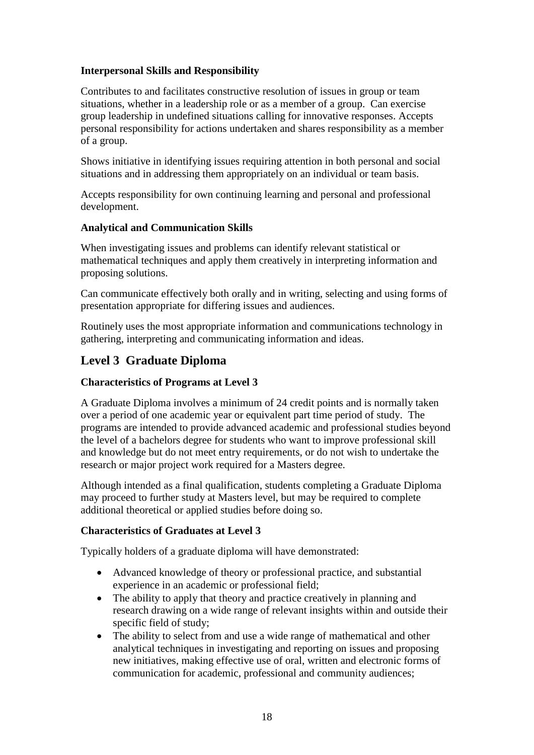**Interpersonal Skills and Responsibility**

Contributes to and facilitates constructive resolution of issues in group or team situations, whether in a leadership role or as a member of a group. Can exercise group leadership in undefined situations calling for innovative responses. Accepts personal responsibility for actions undertaken and shares responsibility as a member of a group.

Shows initiative in identifying issues requiring attention in both personal and social situations and in addressing them appropriately on an individual or team basis.

Accepts responsibility for own continuing learning and personal and professional development.

**Analytical and Communication Skills**

When investigating issues and problems can identify relevant statistical or mathematical techniques and apply them creatively in interpreting information and proposing solutions.

Can communicate effectively both orally and in writing, selecting and using forms of presentation appropriate for differing issues and audiences.

Routinely uses the most appropriate information and communications technology in gathering, interpreting and communicating information and ideas.

## Level 3 Graduate Diploma

**Characteristics of Programs at Level 3**

A Graduate Diploma involves a minimum of 24 credit points and is normally taken over a period of one academic year or equivalent part time period of study. The programs are intended to provide advanced academic and professional studies beyond the level of a bachelors degree for students who want to improve professional skill and knowledge but do not meet entry requirements, or do not wish to undertake the research or major project work required for a Masters degree.

Although intended as a final qualification, students completing a Graduate Diploma may proceed to further study at Masters level, but may be required to complete additional theoretical or applied studies before doing so.

**Characteristics of Graduates at Level 3**

Typically holders of a graduate diploma will have demonstrated:

- Advanced knowledge of theory or professional practice, and substantial experience in an academic or professional field;
- The ability to apply that theory and practice creatively in planning and research drawing on a wide range of relevant insights within and outside their specific field of study;
- The ability to select from and use a wide range of mathematical and other analytical techniques in investigating and reporting on issues and proposing new initiatives, making effective use of oral, written and electronic forms of communication for academic, professional and community audiences;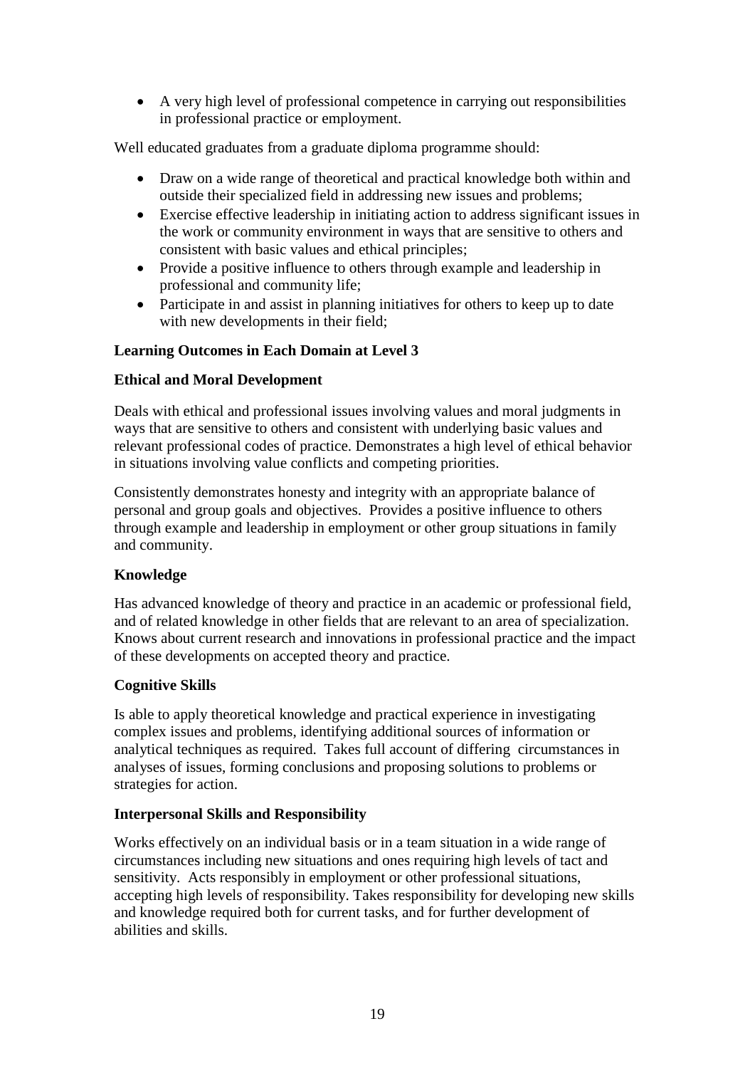- A very high level of professional competence in carrying out responsibilities in professional practice or employment.

Well educated graduates from a graduate diploma programme should:

- Draw on a wide range of theoretical and practical knowledge both within and outside their specialized field in addressing new issues and problems;
- Exercise effective leadership in initiating action to address significant issues in the work or community environment in ways that are sensitive to others and consistent with basic values and ethical principles;
- Provide a positive influence to others through example and leadership in professional and community life;
- Participate in and assist in planning initiatives for others to keep up to date with new developments in their field;

**Learning Outcomes in Each Domain at Level 3**

**Ethical and Moral Development**

Deals with ethical and professional issues involving values and moral judgments in ways that are sensitive to others and consistent with underlying basic values and relevant professional codes of practice. Demonstrates a high level of ethical behavior in situations involving value conflicts and competing priorities.

Consistently demonstrates honesty and integrity with an appropriate balance of personal and group goals and objectives. Provides a positive influence to others through example and leadership in employment or other group situations in family and community.

**Knowledge**

Has advanced knowledge of theory and practice in an academic or professional field, and of related knowledge in other fields that are relevant to an area of specialization. Knows about current research and innovations in professional practice and the impact of these developments on accepted theory and practice.

**Cognitive Skills**

Is able to apply theoretical knowledge and practical experience in investigating complex issues and problems, identifying additional sources of information or analytical techniques as required. Takes full account of differing circumstances in analyses of issues, forming conclusions and proposing solutions to problems or strategies for action.

**Interpersonal Skills and Responsibility**

Works effectively on an individual basis or in a team situation in a wide range of circumstances including new situations and ones requiring high levels of tact and sensitivity. Acts responsibly in employment or other professional situations, accepting high levels of responsibility. Takes responsibility for developing new skills and knowledge required both for current tasks, and for further development of abilities and skills.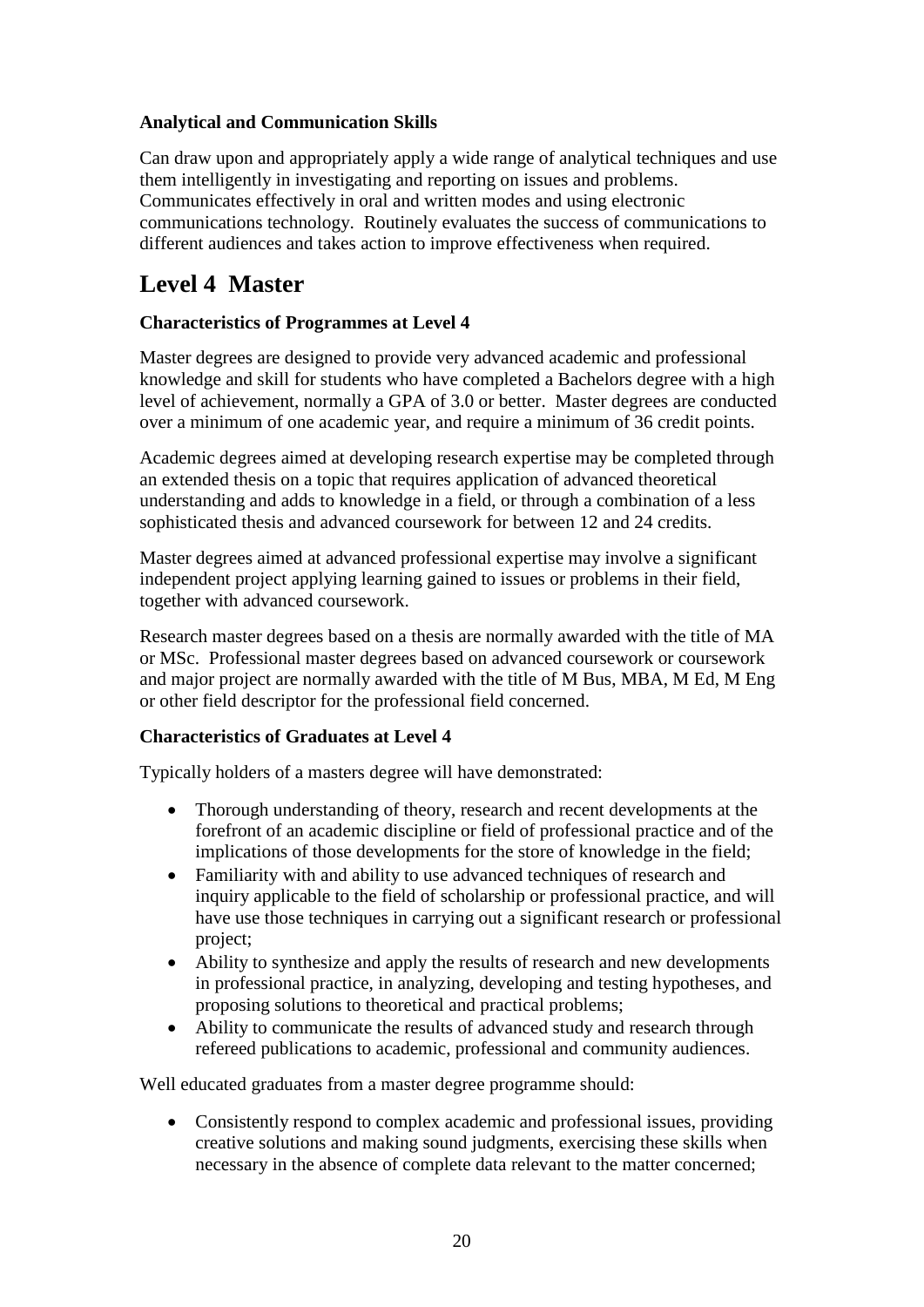**Analytical and Communication Skills**

Can draw upon and appropriately apply a wide range of analytical techniques and use them intelligently in investigating and reporting on issues and problems. Communicates effectively in oral and written modes and using electronic communications technology. Routinely evaluates the success of communications to different audiences and takes action to improve effectiveness when required.

# Level 4 Master

**Characteristics of Programmes at Level 4**

Master degrees are designed to provide very advanced academic and professional knowledge and skill for students who have completed a Bachelors degree with a high level of achievement, normally a GPA of 3.0 or better. Master degrees are conducted over a minimum of one academic year, and require a minimum of 36 credit points.

Academic degrees aimed at developing research expertise may be completed through an extended thesis on a topic that requires application of advanced theoretical understanding and adds to knowledge in a field, or through a combination of a less sophisticated thesis and advanced coursework for between 12 and 24 credits.

Master degrees aimed at advanced professional expertise may involve a significant independent project applying learning gained to issues or problems in their field, together with advanced coursework.

Research master degrees based on a thesis are normally awarded with the title of MA or MSc. Professional master degrees based on advanced coursework or coursework and major project are normally awarded with the title of M Bus, MBA, M Ed, M Eng or other field descriptor for the professional field concerned.

**Characteristics of Graduates at Level 4**

Typically holders of a masters degree will have demonstrated:

- Thorough understanding of theory, research and recent developments at the forefront of an academic discipline or field of professional practice and of the implications of those developments for the store of knowledge in the field;
- Familiarity with and ability to use advanced techniques of research and inquiry applicable to the field of scholarship or professional practice, and will have use those techniques in carrying out a significant research or professional project;
- Ability to synthesize and apply the results of research and new developments in professional practice, in analyzing, developing and testing hypotheses, and proposing solutions to theoretical and practical problems;
- Ability to communicate the results of advanced study and research through refereed publications to academic, professional and community audiences.

Well educated graduates from a master degree programme should:

- Consistently respond to complex academic and professional issues, providing creative solutions and making sound judgments, exercising these skills when necessary in the absence of complete data relevant to the matter concerned;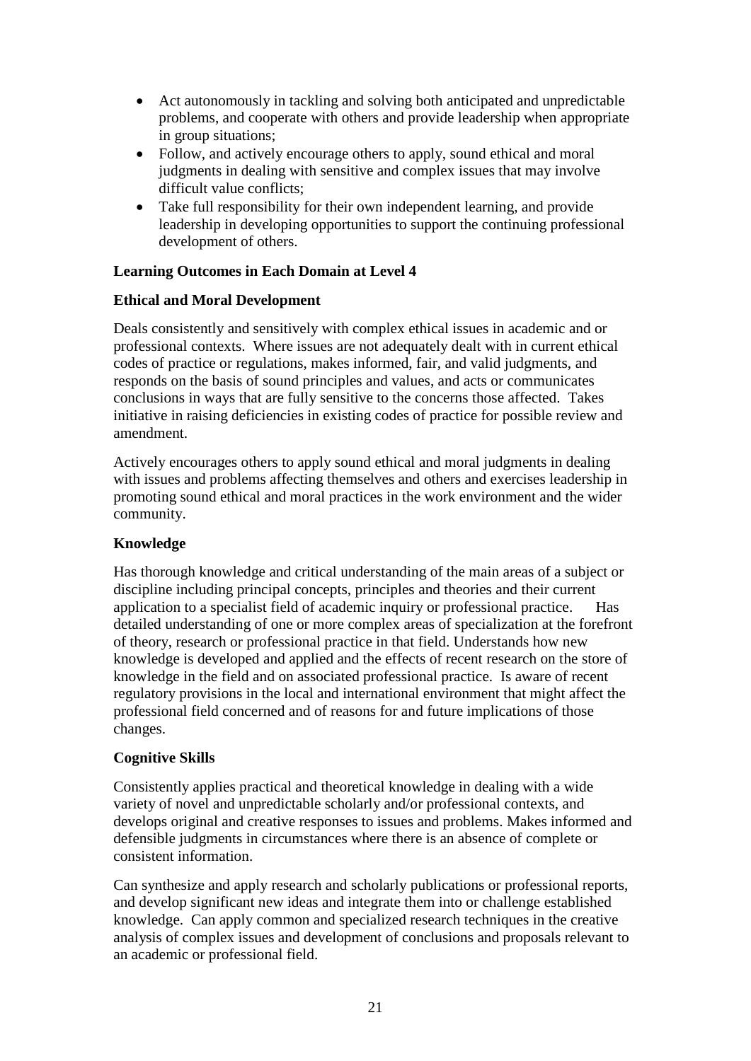- Act autonomously in tackling and solving both anticipated and unpredictable problems, and cooperate with others and provide leadership when appropriate in group situations;
- Follow, and actively encourage others to apply, sound ethical and moral judgments in dealing with sensitive and complex issues that may involve difficult value conflicts;
- Take full responsibility for their own independent learning, and provide leadership in developing opportunities to support the continuing professional development of others.

**Learning Outcomes in Each Domain at Level 4**

**Ethical and Moral Development**

Deals consistently and sensitively with complex ethical issues in academic and or professional contexts. Where issues are not adequately dealt with in current ethical codes of practice or regulations, makes informed, fair, and valid judgments, and responds on the basis of sound principles and values, and acts or communicates conclusions in ways that are fully sensitive to the concerns those affected. Takes initiative in raising deficiencies in existing codes of practice for possible review and amendment.

Actively encourages others to apply sound ethical and moral judgments in dealing with issues and problems affecting themselves and others and exercises leadership in promoting sound ethical and moral practices in the work environment and the wider community.

**Knowledge**

Has thorough knowledge and critical understanding of the main areas of a subject or discipline including principal concepts, principles and theories and their current application to a specialist field of academic inquiry or professional practice. Has detailed understanding of one or more complex areas of specialization at the forefront of theory, research or professional practice in that field. Understands how new knowledge is developed and applied and the effects of recent research on the store of knowledge in the field and on associated professional practice. Is aware of recent regulatory provisions in the local and international environment that might affect the professional field concerned and of reasons for and future implications of those changes.

**Cognitive Skills**

Consistently applies practical and theoretical knowledge in dealing with a wide variety of novel and unpredictable scholarly and/or professional contexts, and develops original and creative responses to issues and problems. Makes informed and defensible judgments in circumstances where there is an absence of complete or consistent information.

Can synthesize and apply research and scholarly publications or professional reports, and develop significant new ideas and integrate them into or challenge established knowledge. Can apply common and specialized research techniques in the creative analysis of complex issues and development of conclusions and proposals relevant to an academic or professional field.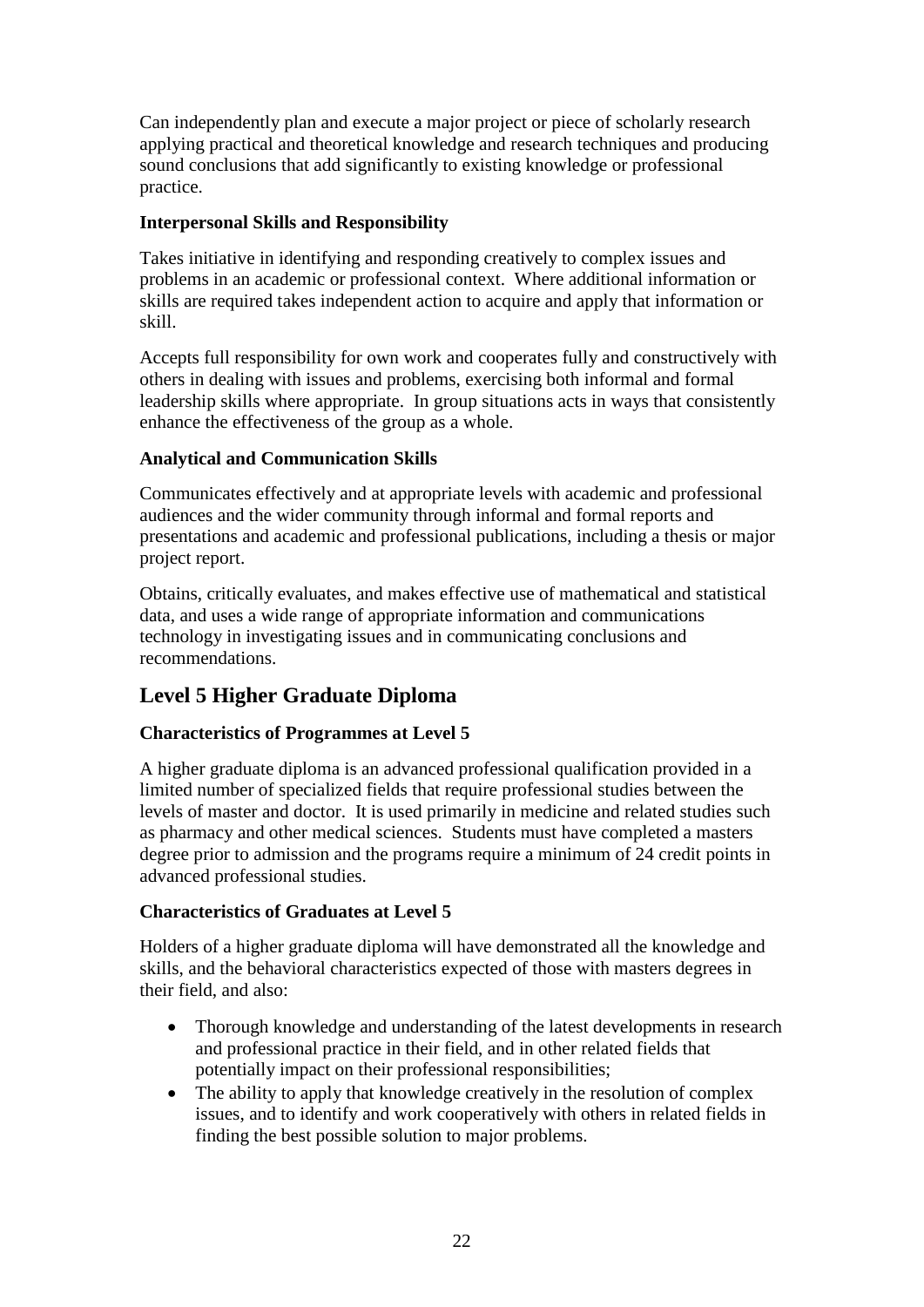Can independently plan and execute a major project or piece of scholarly research applying practical and theoretical knowledge and research techniques and producing sound conclusions that add significantly to existing knowledge or professional practice.

**Interpersonal Skills and Responsibility**

Takes initiative in identifying and responding creatively to complex issues and problems in an academic or professional context. Where additional information or skills are required takes independent action to acquire and apply that information or skill.

Accepts full responsibility for own work and cooperates fully and constructively with others in dealing with issues and problems, exercising both informal and formal leadership skills where appropriate. In group situations acts in ways that consistently enhance the effectiveness of the group as a whole.

**Analytical and Communication Skills**

Communicates effectively and at appropriate levels with academic and professional audiences and the wider community through informal and formal reports and presentations and academic and professional publications, including a thesis or major project report.

Obtains, critically evaluates, and makes effective use of mathematical and statistical data, and uses a wide range of appropriate information and communications technology in investigating issues and in communicating conclusions and recommendations.

## Level 5 Higher Graduate Diploma

**Characteristics of Programmes at Level 5**

A higher graduate diploma is an advanced professional qualification provided in a limited number of specialized fields that require professional studies between the levels of master and doctor. It is used primarily in medicine and related studies such as pharmacy and other medical sciences. Students must have completed a masters degree prior to admission and the programs require a minimum of 24 credit points in advanced professional studies.

**Characteristics of Graduates at Level 5**

Holders of a higher graduate diploma will have demonstrated all the knowledge and skills, and the behavioral characteristics expected of those with masters degrees in their field, and also:

- Thorough knowledge and understanding of the latest developments in research and professional practice in their field, and in other related fields that potentially impact on their professional responsibilities;
- The ability to apply that knowledge creatively in the resolution of complex issues, and to identify and work cooperatively with others in related fields in finding the best possible solution to major problems.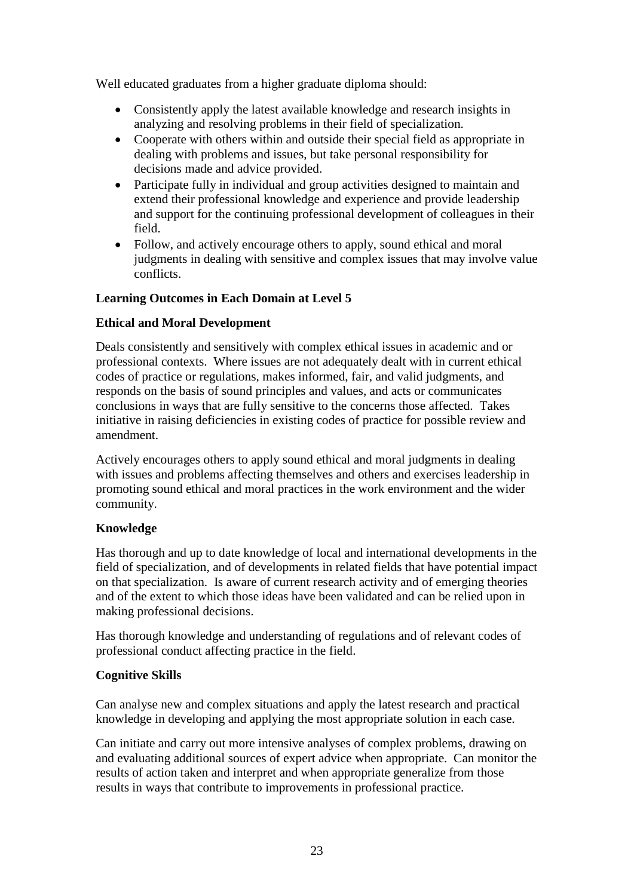Well educated graduates from a higher graduate diploma should:

- Consistently apply the latest available knowledge and research insights in analyzing and resolving problems in their field of specialization.
- Cooperate with others within and outside their special field as appropriate in dealing with problems and issues, but take personal responsibility for decisions made and advice provided.
- Participate fully in individual and group activities designed to maintain and extend their professional knowledge and experience and provide leadership and support for the continuing professional development of colleagues in their field.
- Follow, and actively encourage others to apply, sound ethical and moral judgments in dealing with sensitive and complex issues that may involve value conflicts.

**Learning Outcomes in Each Domain at Level 5**

**Ethical and Moral Development**

Deals consistently and sensitively with complex ethical issues in academic and or professional contexts. Where issues are not adequately dealt with in current ethical codes of practice or regulations, makes informed, fair, and valid judgments, and responds on the basis of sound principles and values, and acts or communicates conclusions in ways that are fully sensitive to the concerns those affected. Takes initiative in raising deficiencies in existing codes of practice for possible review and amendment.

Actively encourages others to apply sound ethical and moral judgments in dealing with issues and problems affecting themselves and others and exercises leadership in promoting sound ethical and moral practices in the work environment and the wider community.

**Knowledge**

Has thorough and up to date knowledge of local and international developments in the field of specialization, and of developments in related fields that have potential impact on that specialization. Is aware of current research activity and of emerging theories and of the extent to which those ideas have been validated and can be relied upon in making professional decisions.

Has thorough knowledge and understanding of regulations and of relevant codes of professional conduct affecting practice in the field.

**Cognitive Skills**

Can analyse new and complex situations and apply the latest research and practical knowledge in developing and applying the most appropriate solution in each case.

Can initiate and carry out more intensive analyses of complex problems, drawing on and evaluating additional sources of expert advice when appropriate. Can monitor the results of action taken and interpret and when appropriate generalize from those results in ways that contribute to improvements in professional practice.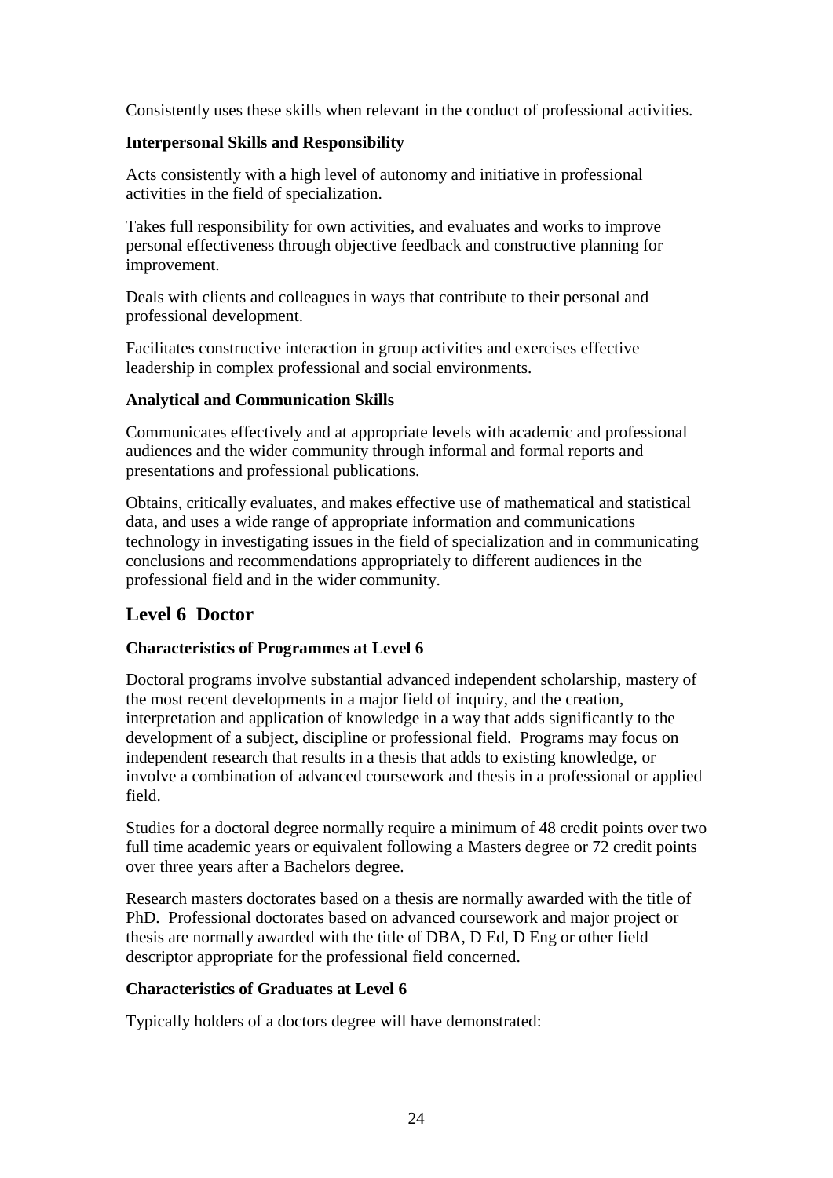Consistently uses these skills when relevant in the conduct of professional activities.

**Interpersonal Skills and Responsibility**

Acts consistently with a high level of autonomy and initiative in professional activities in the field of specialization.

Takes full responsibility for own activities, and evaluates and works to improve personal effectiveness through objective feedback and constructive planning for improvement.

Deals with clients and colleagues in ways that contribute to their personal and professional development.

Facilitates constructive interaction in group activities and exercises effective leadership in complex professional and social environments.

**Analytical and Communication Skills**

Communicates effectively and at appropriate levels with academic and professional audiences and the wider community through informal and formal reports and presentations and professional publications.

Obtains, critically evaluates, and makes effective use of mathematical and statistical data, and uses a wide range of appropriate information and communications technology in investigating issues in the field of specialization and in communicating conclusions and recommendations appropriately to different audiences in the professional field and in the wider community.

## Level 6 Doctor

**Characteristics of Programmes at Level 6**

Doctoral programs involve substantial advanced independent scholarship, mastery of the most recent developments in a major field of inquiry, and the creation, interpretation and application of knowledge in a way that adds significantly to the development of a subject, discipline or professional field. Programs may focus on independent research that results in a thesis that adds to existing knowledge, or involve a combination of advanced coursework and thesis in a professional or applied field.

Studies for a doctoral degree normally require a minimum of 48 credit points over two full time academic years or equivalent following a Masters degree or 72 credit points over three years after a Bachelors degree.

Research masters doctorates based on a thesis are normally awarded with the title of PhD. Professional doctorates based on advanced coursework and major project or thesis are normally awarded with the title of DBA, D Ed, D Eng or other field descriptor appropriate for the professional field concerned.

**Characteristics of Graduates at Level 6**

Typically holders of a doctors degree will have demonstrated: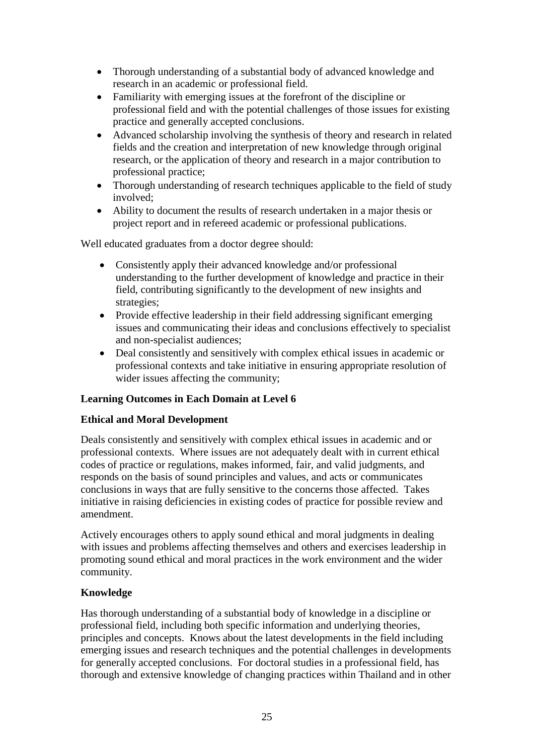- Thorough understanding of a substantial body of advanced knowledge and research in an academic or professional field.
- Familiarity with emerging issues at the forefront of the discipline or professional field and with the potential challenges of those issues for existing practice and generally accepted conclusions.
- Advanced scholarship involving the synthesis of theory and research in related fields and the creation and interpretation of new knowledge through original research, or the application of theory and research in a major contribution to professional practice;
- Thorough understanding of research techniques applicable to the field of study involved;
- Ability to document the results of research undertaken in a major thesis or project report and in refereed academic or professional publications.

Well educated graduates from a doctor degree should:

- Consistently apply their advanced knowledge and/or professional understanding to the further development of knowledge and practice in their field, contributing significantly to the development of new insights and strategies;
- Provide effective leadership in their field addressing significant emerging issues and communicating their ideas and conclusions effectively to specialist and non-specialist audiences;
- Deal consistently and sensitively with complex ethical issues in academic or professional contexts and take initiative in ensuring appropriate resolution of wider issues affecting the community;

**Learning Outcomes in Each Domain at Level 6**

**Ethical and Moral Development**

Deals consistently and sensitively with complex ethical issues in academic and or professional contexts. Where issues are not adequately dealt with in current ethical codes of practice or regulations, makes informed, fair, and valid judgments, and responds on the basis of sound principles and values, and acts or communicates conclusions in ways that are fully sensitive to the concerns those affected. Takes initiative in raising deficiencies in existing codes of practice for possible review and amendment.

Actively encourages others to apply sound ethical and moral judgments in dealing with issues and problems affecting themselves and others and exercises leadership in promoting sound ethical and moral practices in the work environment and the wider community.

**Knowledge**

Has thorough understanding of a substantial body of knowledge in a discipline or professional field, including both specific information and underlying theories, principles and concepts. Knows about the latest developments in the field including emerging issues and research techniques and the potential challenges in developments for generally accepted conclusions. For doctoral studies in a professional field, has thorough and extensive knowledge of changing practices within Thailand and in other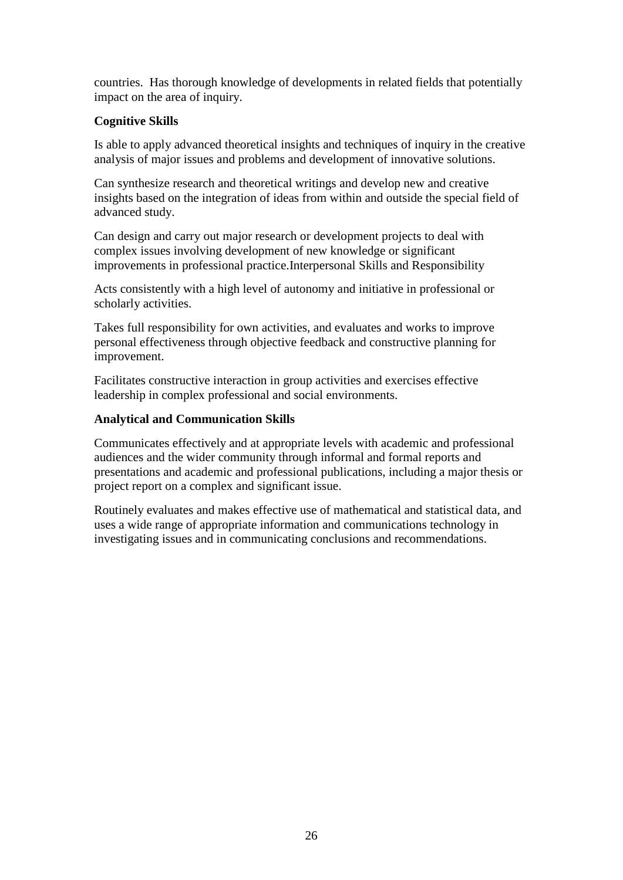countries. Has thorough knowledge of developments in related fields that potentially impact on the area of inquiry.

**Cognitive Skills**

Is able to apply advanced theoretical insights and techniques of inquiry in the creative analysis of major issues and problems and development of innovative solutions.

Can synthesize research and theoretical writings and develop new and creative insights based on the integration of ideas from within and outside the special field of advanced study.

Can design and carry out major research or development projects to deal with complex issues involving development of new knowledge or significant improvements in professional practice.Interpersonal Skills and Responsibility

Acts consistently with a high level of autonomy and initiative in professional or scholarly activities.

Takes full responsibility for own activities, and evaluates and works to improve personal effectiveness through objective feedback and constructive planning for improvement.

Facilitates constructive interaction in group activities and exercises effective leadership in complex professional and social environments.

**Analytical and Communication Skills**

Communicates effectively and at appropriate levels with academic and professional audiences and the wider community through informal and formal reports and presentations and academic and professional publications, including a major thesis or project report on a complex and significant issue.

Routinely evaluates and makes effective use of mathematical and statistical data, and uses a wide range of appropriate information and communications technology in investigating issues and in communicating conclusions and recommendations.